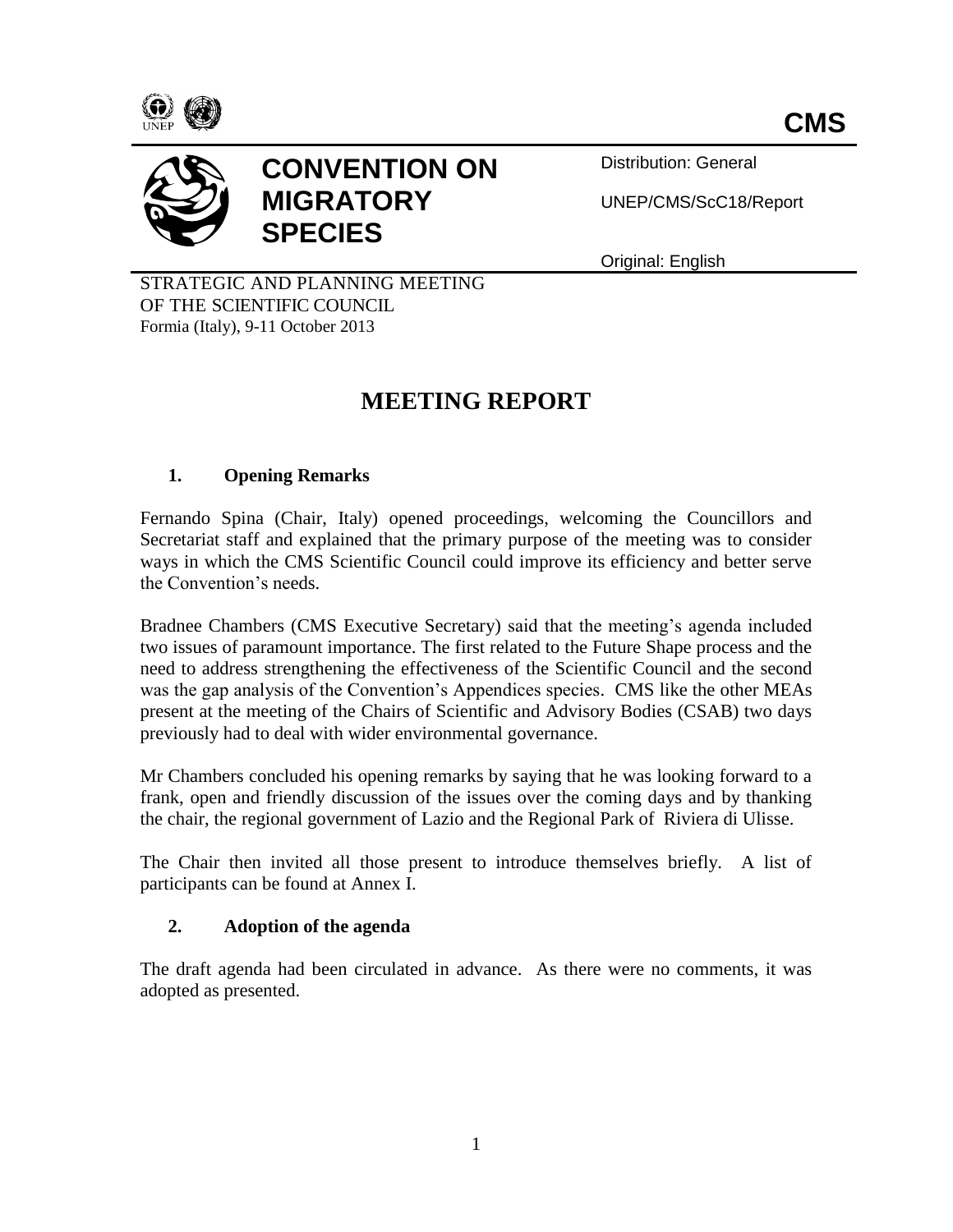CMS

# CONVENTION ON MIGRATORY SPECIES

Distribution: General

UNEP/CMS/ScC18/Report

Original: English

STRATEGIC AND PLANNING MEETING OF THE SCIENTIFIC COUNCIL
Formia (Italy), 9-11 October 2013

# MEETING REPORT

## 1. Opening Remarks

Fernando Spina (Chair, Italy) opened proceedings, welcoming the Councillors and Secretariat staff and explained that the primary purpose of the meeting was to consider ways in which the CMS Scientific Council could improve its efficiency and better serve the Convention's needs.

Bradnee Chambers (CMS Executive Secretary) said that the meeting's agenda included two issues of paramount importance. The first related to the Future Shape process and the need to address strengthening the effectiveness of the Scientific Council and the second was the gap analysis of the Convention's Appendices species. CMS like the other MEAs present at the meeting of the Chairs of Scientific and Advisory Bodies (CSAB) two days previously had to deal with wider environmental governance.

Mr Chambers concluded his opening remarks by saying that he was looking forward to a frank, open and friendly discussion of the issues over the coming days and by thanking the chair, the regional government of Lazio and the Regional Park of Riviera di Ulisse.

The Chair then invited all those present to introduce themselves briefly. A list of participants can be found at Annex I.

## 2. Adoption of the agenda

The draft agenda had been circulated in advance. As there were no comments, it was adopted as presented.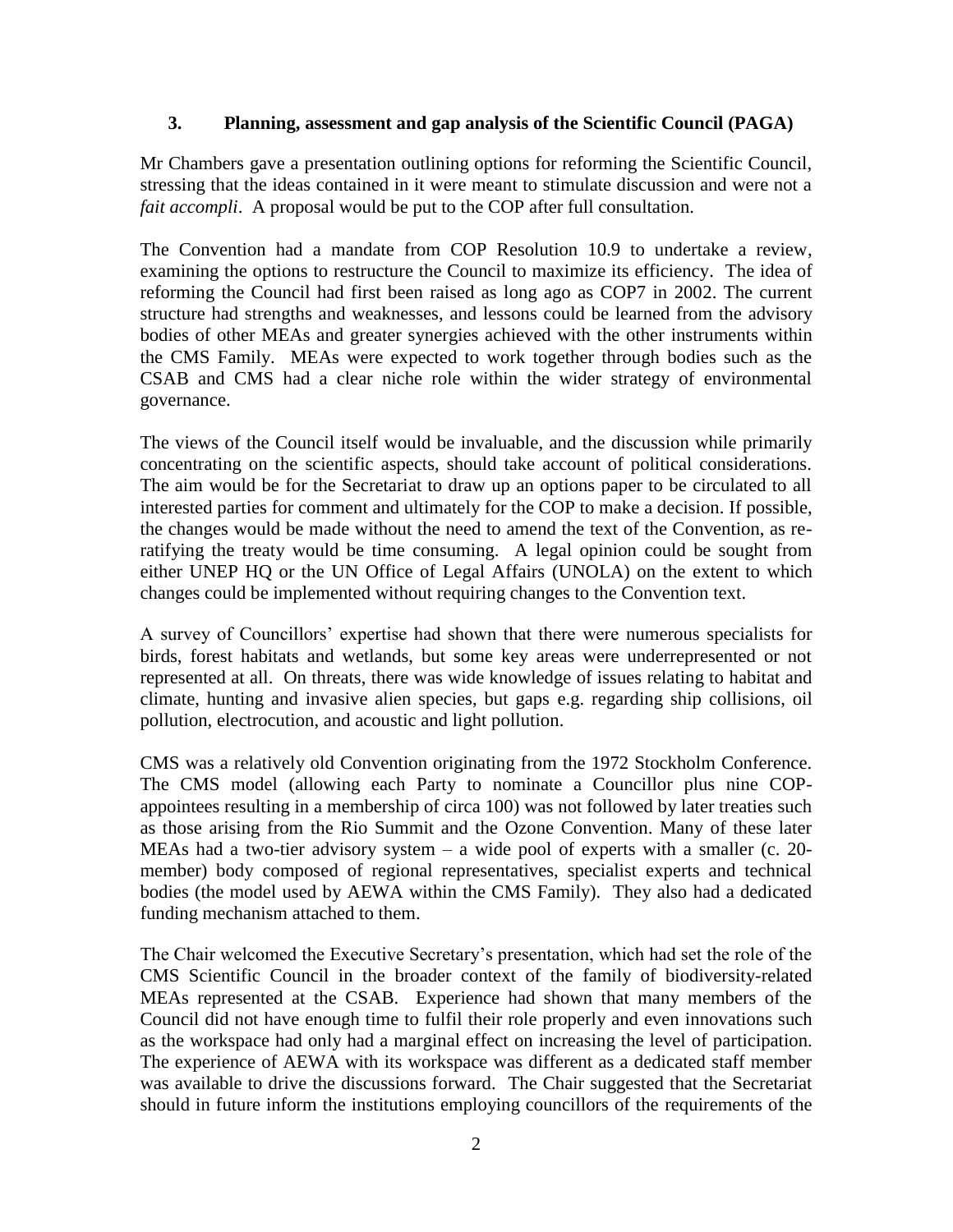### 3. Planning, assessment and gap analysis of the Scientific Council (PAGA)

Mr Chambers gave a presentation outlining options for reforming the Scientific Council, stressing that the ideas contained in it were meant to stimulate discussion and were not a *fait accompli*. A proposal would be put to the COP after full consultation.

The Convention had a mandate from COP Resolution 10.9 to undertake a review, examining the options to restructure the Council to maximize its efficiency. The idea of reforming the Council had first been raised as long ago as COP7 in 2002. The current structure had strengths and weaknesses, and lessons could be learned from the advisory bodies of other MEAs and greater synergies achieved with the other instruments within the CMS Family. MEAs were expected to work together through bodies such as the CSAB and CMS had a clear niche role within the wider strategy of environmental governance.

The views of the Council itself would be invaluable, and the discussion while primarily concentrating on the scientific aspects, should take account of political considerations. The aim would be for the Secretariat to draw up an options paper to be circulated to all interested parties for comment and ultimately for the COP to make a decision. If possible, the changes would be made without the need to amend the text of the Convention, as re-ratifying the treaty would be time consuming. A legal opinion could be sought from either UNEP HQ or the UN Office of Legal Affairs (UNOLA) on the extent to which changes could be implemented without requiring changes to the Convention text.

A survey of Councillors' expertise had shown that there were numerous specialists for birds, forest habitats and wetlands, but some key areas were underrepresented or not represented at all. On threats, there was wide knowledge of issues relating to habitat and climate, hunting and invasive alien species, but gaps e.g. regarding ship collisions, oil pollution, electrocution, and acoustic and light pollution.

CMS was a relatively old Convention originating from the 1972 Stockholm Conference. The CMS model (allowing each Party to nominate a Councillor plus nine COP-appointees resulting in a membership of circa 100) was not followed by later treaties such as those arising from the Rio Summit and the Ozone Convention. Many of these later MEAs had a two-tier advisory system – a wide pool of experts with a smaller (c. 20-member) body composed of regional representatives, specialist experts and technical bodies (the model used by AEWA within the CMS Family). They also had a dedicated funding mechanism attached to them.

The Chair welcomed the Executive Secretary's presentation, which had set the role of the CMS Scientific Council in the broader context of the family of biodiversity-related MEAs represented at the CSAB. Experience had shown that many members of the Council did not have enough time to fulfil their role properly and even innovations such as the workspace had only had a marginal effect on increasing the level of participation. The experience of AEWA with its workspace was different as a dedicated staff member was available to drive the discussions forward. The Chair suggested that the Secretariat should in future inform the institutions employing councillors of the requirements of the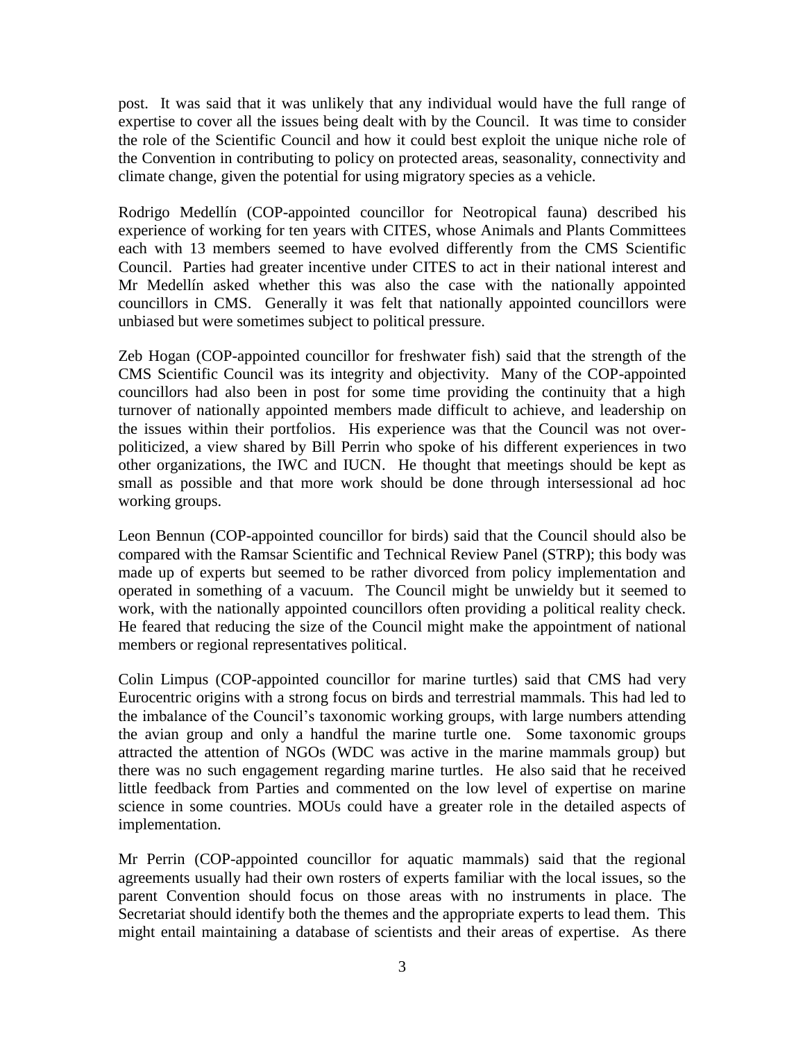post. It was said that it was unlikely that any individual would have the full range of expertise to cover all the issues being dealt with by the Council. It was time to consider the role of the Scientific Council and how it could best exploit the unique niche role of the Convention in contributing to policy on protected areas, seasonality, connectivity and climate change, given the potential for using migratory species as a vehicle.

Rodrigo Medellín (COP-appointed councillor for Neotropical fauna) described his experience of working for ten years with CITES, whose Animals and Plants Committees each with 13 members seemed to have evolved differently from the CMS Scientific Council. Parties had greater incentive under CITES to act in their national interest and Mr Medellín asked whether this was also the case with the nationally appointed councillors in CMS. Generally it was felt that nationally appointed councillors were unbiased but were sometimes subject to political pressure.

Zeb Hogan (COP-appointed councillor for freshwater fish) said that the strength of the CMS Scientific Council was its integrity and objectivity. Many of the COP-appointed councillors had also been in post for some time providing the continuity that a high turnover of nationally appointed members made difficult to achieve, and leadership on the issues within their portfolios. His experience was that the Council was not over-politicized, a view shared by Bill Perrin who spoke of his different experiences in two other organizations, the IWC and IUCN. He thought that meetings should be kept as small as possible and that more work should be done through intersessional ad hoc working groups.

Leon Bennun (COP-appointed councillor for birds) said that the Council should also be compared with the Ramsar Scientific and Technical Review Panel (STRP); this body was made up of experts but seemed to be rather divorced from policy implementation and operated in something of a vacuum. The Council might be unwieldy but it seemed to work, with the nationally appointed councillors often providing a political reality check. He feared that reducing the size of the Council might make the appointment of national members or regional representatives political.

Colin Limpus (COP-appointed councillor for marine turtles) said that CMS had very Eurocentric origins with a strong focus on birds and terrestrial mammals. This had led to the imbalance of the Council's taxonomic working groups, with large numbers attending the avian group and only a handful the marine turtle one. Some taxonomic groups attracted the attention of NGOs (WDC was active in the marine mammals group) but there was no such engagement regarding marine turtles. He also said that he received little feedback from Parties and commented on the low level of expertise on marine science in some countries. MOUs could have a greater role in the detailed aspects of implementation.

Mr Perrin (COP-appointed councillor for aquatic mammals) said that the regional agreements usually had their own rosters of experts familiar with the local issues, so the parent Convention should focus on those areas with no instruments in place. The Secretariat should identify both the themes and the appropriate experts to lead them. This might entail maintaining a database of scientists and their areas of expertise. As there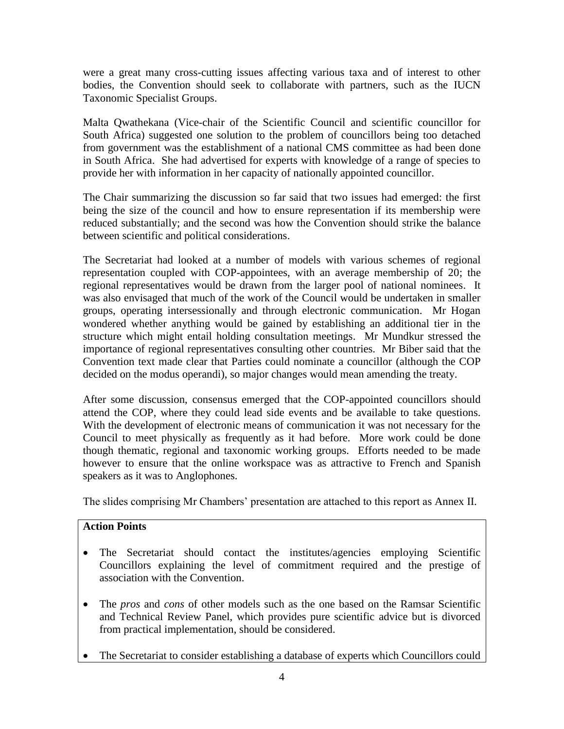were a great many cross-cutting issues affecting various taxa and of interest to other bodies, the Convention should seek to collaborate with partners, such as the IUCN Taxonomic Specialist Groups.

Malta Qwathekana (Vice-chair of the Scientific Council and scientific councillor for South Africa) suggested one solution to the problem of councillors being too detached from government was the establishment of a national CMS committee as had been done in South Africa. She had advertised for experts with knowledge of a range of species to provide her with information in her capacity of nationally appointed councillor.

The Chair summarizing the discussion so far said that two issues had emerged: the first being the size of the council and how to ensure representation if its membership were reduced substantially; and the second was how the Convention should strike the balance between scientific and political considerations.

The Secretariat had looked at a number of models with various schemes of regional representation coupled with COP-appointees, with an average membership of 20; the regional representatives would be drawn from the larger pool of national nominees. It was also envisaged that much of the work of the Council would be undertaken in smaller groups, operating intersessionally and through electronic communication. Mr Hogan wondered whether anything would be gained by establishing an additional tier in the structure which might entail holding consultation meetings. Mr Mundkur stressed the importance of regional representatives consulting other countries. Mr Biber said that the Convention text made clear that Parties could nominate a councillor (although the COP decided on the modus operandi), so major changes would mean amending the treaty.

After some discussion, consensus emerged that the COP-appointed councillors should attend the COP, where they could lead side events and be available to take questions. With the development of electronic means of communication it was not necessary for the Council to meet physically as frequently as it had before. More work could be done though thematic, regional and taxonomic working groups. Efforts needed to be made however to ensure that the online workspace was as attractive to French and Spanish speakers as it was to Anglophones.

The slides comprising Mr Chambers' presentation are attached to this report as Annex II.

**Action Points**

- The Secretariat should contact the institutes/agencies employing Scientific Councillors explaining the level of commitment required and the prestige of association with the Convention.
- The *pros* and *cons* of other models such as the one based on the Ramsar Scientific and Technical Review Panel, which provides pure scientific advice but is divorced from practical implementation, should be considered.
- The Secretariat to consider establishing a database of experts which Councillors could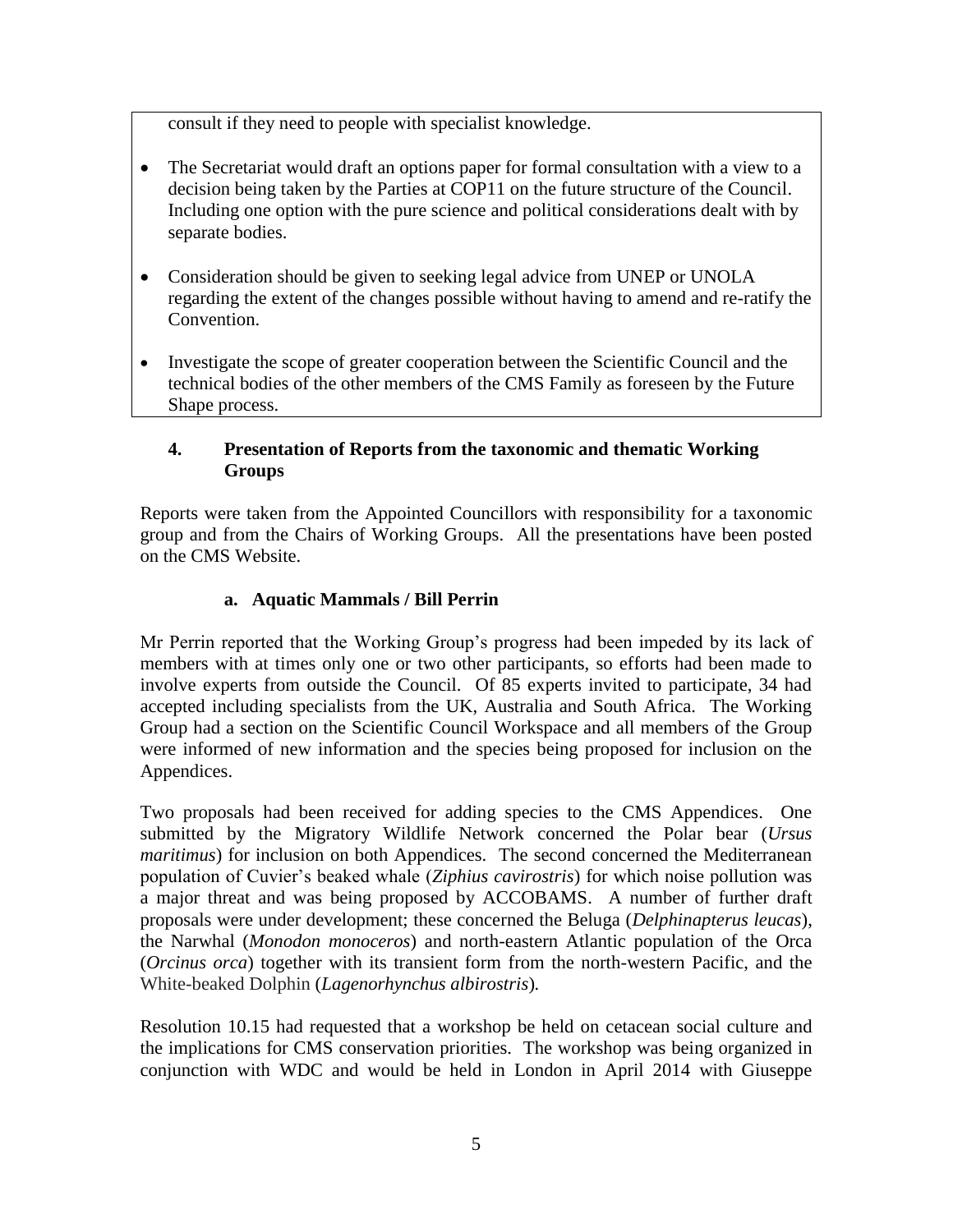consult if they need to people with specialist knowledge.

- The Secretariat would draft an options paper for formal consultation with a view to a decision being taken by the Parties at COP11 on the future structure of the Council. Including one option with the pure science and political considerations dealt with by separate bodies.
- Consideration should be given to seeking legal advice from UNEP or UNOLA regarding the extent of the changes possible without having to amend and re-ratify the Convention.
- Investigate the scope of greater cooperation between the Scientific Council and the technical bodies of the other members of the CMS Family as foreseen by the Future Shape process.

## 4. Presentation of Reports from the taxonomic and thematic Working Groups

Reports were taken from the Appointed Councillors with responsibility for a taxonomic group and from the Chairs of Working Groups. All the presentations have been posted on the CMS Website.

### a. Aquatic Mammals / Bill Perrin

Mr Perrin reported that the Working Group's progress had been impeded by its lack of members with at times only one or two other participants, so efforts had been made to involve experts from outside the Council. Of 85 experts invited to participate, 34 had accepted including specialists from the UK, Australia and South Africa. The Working Group had a section on the Scientific Council Workspace and all members of the Group were informed of new information and the species being proposed for inclusion on the Appendices.

Two proposals had been received for adding species to the CMS Appendices. One submitted by the Migratory Wildlife Network concerned the Polar bear (*Ursus maritimus*) for inclusion on both Appendices. The second concerned the Mediterranean population of Cuvier's beaked whale (*Ziphius cavirostris*) for which noise pollution was a major threat and was being proposed by ACCOBAMS. A number of further draft proposals were under development; these concerned the Beluga (*Delphinapterus leucas*), the Narwhal (*Monodon monoceros*) and north-eastern Atlantic population of the Orca (*Orcinus orca*) together with its transient form from the north-western Pacific, and the White-beaked Dolphin (*Lagenorhynchus albirostris*).

Resolution 10.15 had requested that a workshop be held on cetacean social culture and the implications for CMS conservation priorities. The workshop was being organized in conjunction with WDC and would be held in London in April 2014 with Giuseppe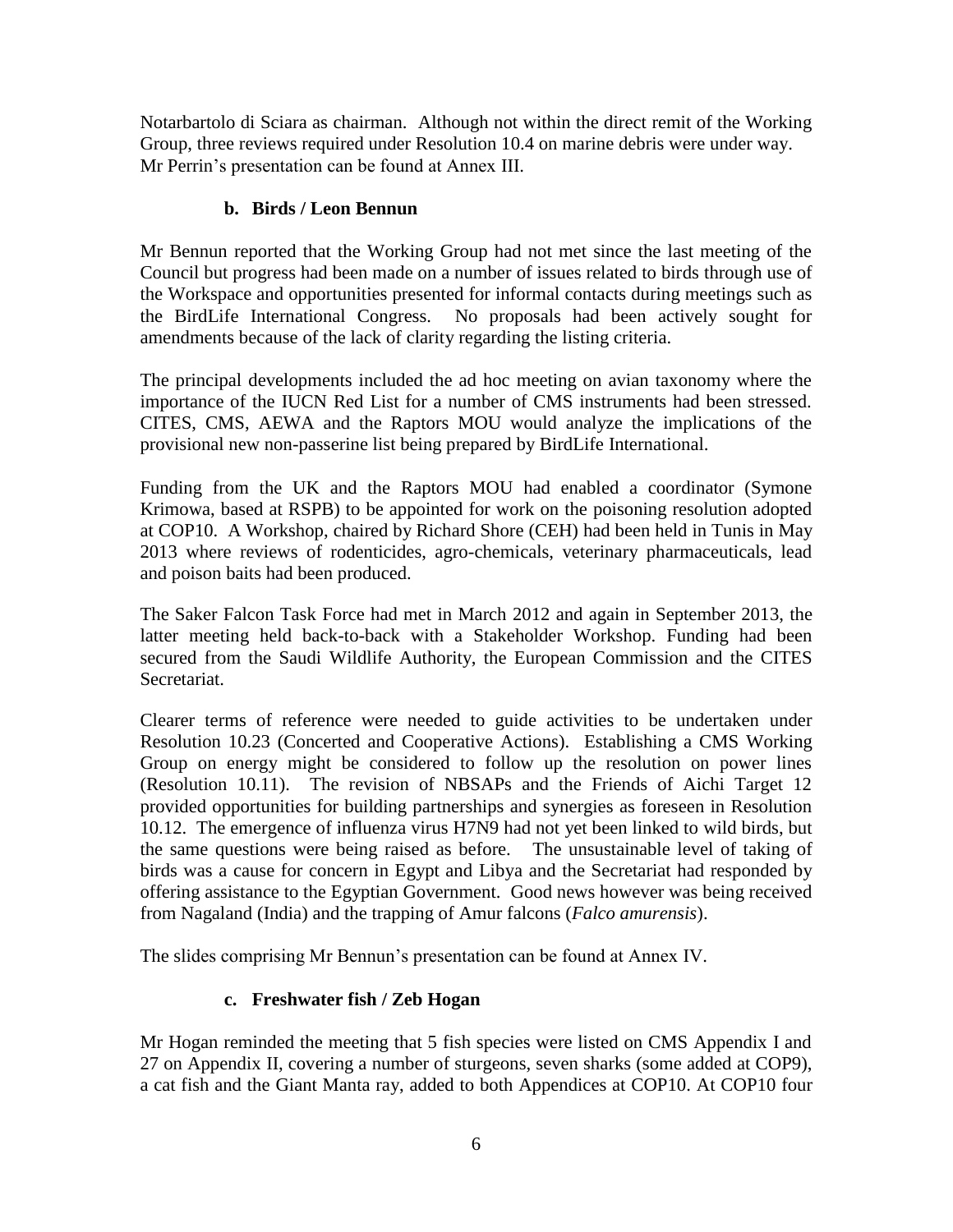Notarbartolo di Sciara as chairman. Although not within the direct remit of the Working Group, three reviews required under Resolution 10.4 on marine debris were under way. Mr Perrin's presentation can be found at Annex III.

### b. Birds / Leon Bennun

Mr Bennun reported that the Working Group had not met since the last meeting of the Council but progress had been made on a number of issues related to birds through use of the Workspace and opportunities presented for informal contacts during meetings such as the BirdLife International Congress. No proposals had been actively sought for amendments because of the lack of clarity regarding the listing criteria.

The principal developments included the ad hoc meeting on avian taxonomy where the importance of the IUCN Red List for a number of CMS instruments had been stressed. CITES, CMS, AEWA and the Raptors MOU would analyze the implications of the provisional new non-passerine list being prepared by BirdLife International.

Funding from the UK and the Raptors MOU had enabled a coordinator (Symone Krimowa, based at RSPB) to be appointed for work on the poisoning resolution adopted at COP10. A Workshop, chaired by Richard Shore (CEH) had been held in Tunis in May 2013 where reviews of rodenticides, agro-chemicals, veterinary pharmaceuticals, lead and poison baits had been produced.

The Saker Falcon Task Force had met in March 2012 and again in September 2013, the latter meeting held back-to-back with a Stakeholder Workshop. Funding had been secured from the Saudi Wildlife Authority, the European Commission and the CITES Secretariat.

Clearer terms of reference were needed to guide activities to be undertaken under Resolution 10.23 (Concerted and Cooperative Actions). Establishing a CMS Working Group on energy might be considered to follow up the resolution on power lines (Resolution 10.11). The revision of NBSAPs and the Friends of Aichi Target 12 provided opportunities for building partnerships and synergies as foreseen in Resolution 10.12. The emergence of influenza virus H7N9 had not yet been linked to wild birds, but the same questions were being raised as before. The unsustainable level of taking of birds was a cause for concern in Egypt and Libya and the Secretariat had responded by offering assistance to the Egyptian Government. Good news however was being received from Nagaland (India) and the trapping of Amur falcons (*Falco amurensis*).

The slides comprising Mr Bennun's presentation can be found at Annex IV.

### c. Freshwater fish / Zeb Hogan

Mr Hogan reminded the meeting that 5 fish species were listed on CMS Appendix I and 27 on Appendix II, covering a number of sturgeons, seven sharks (some added at COP9), a cat fish and the Giant Manta ray, added to both Appendices at COP10. At COP10 four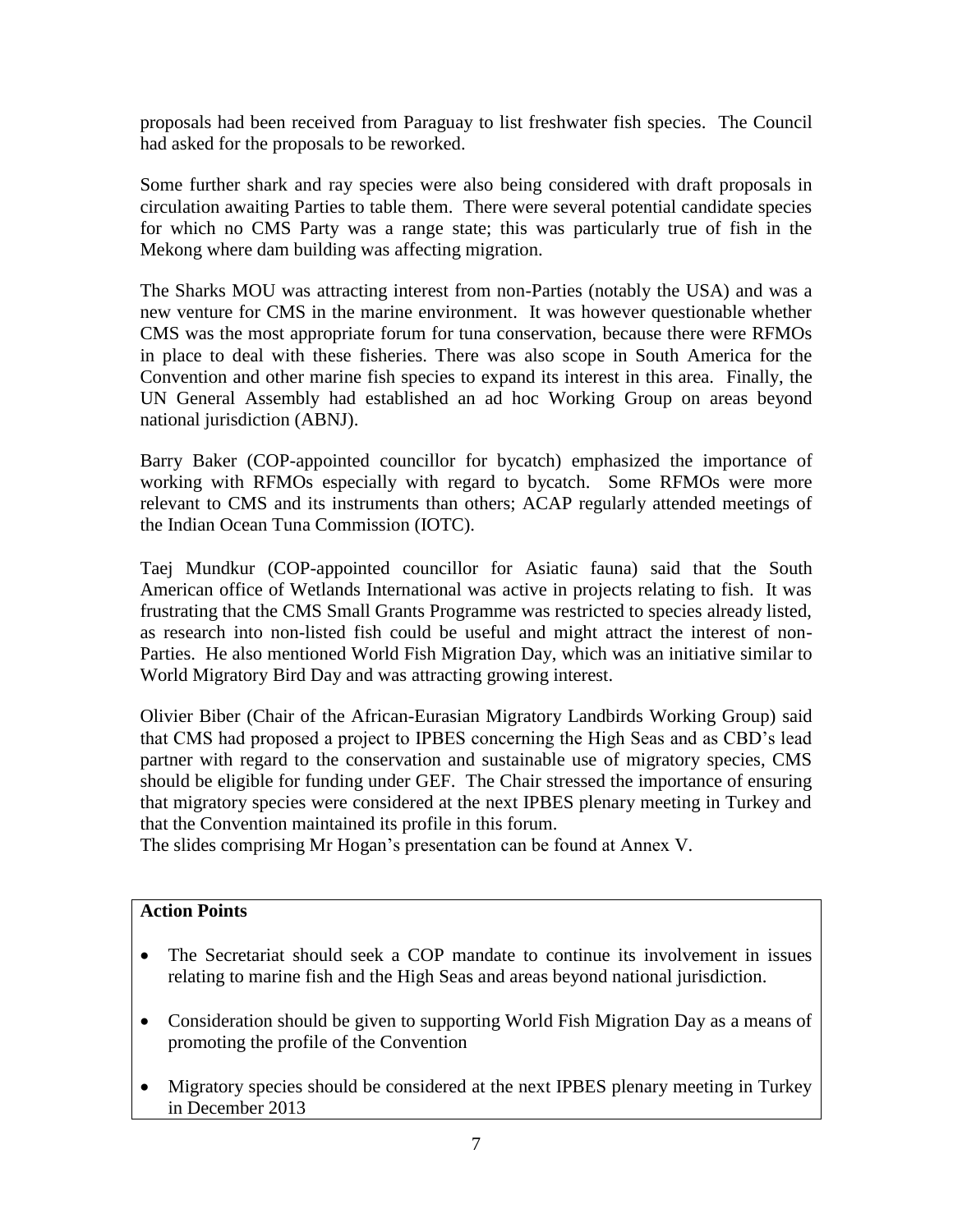proposals had been received from Paraguay to list freshwater fish species. The Council had asked for the proposals to be reworked.

Some further shark and ray species were also being considered with draft proposals in circulation awaiting Parties to table them. There were several potential candidate species for which no CMS Party was a range state; this was particularly true of fish in the Mekong where dam building was affecting migration.

The Sharks MOU was attracting interest from non-Parties (notably the USA) and was a new venture for CMS in the marine environment. It was however questionable whether CMS was the most appropriate forum for tuna conservation, because there were RFMOs in place to deal with these fisheries. There was also scope in South America for the Convention and other marine fish species to expand its interest in this area. Finally, the UN General Assembly had established an ad hoc Working Group on areas beyond national jurisdiction (ABNJ).

Barry Baker (COP-appointed councillor for bycatch) emphasized the importance of working with RFMOs especially with regard to bycatch. Some RFMOs were more relevant to CMS and its instruments than others; ACAP regularly attended meetings of the Indian Ocean Tuna Commission (IOTC).

Taej Mundkur (COP-appointed councillor for Asiatic fauna) said that the South American office of Wetlands International was active in projects relating to fish. It was frustrating that the CMS Small Grants Programme was restricted to species already listed, as research into non-listed fish could be useful and might attract the interest of non-Parties. He also mentioned World Fish Migration Day, which was an initiative similar to World Migratory Bird Day and was attracting growing interest.

Olivier Biber (Chair of the African-Eurasian Migratory Landbirds Working Group) said that CMS had proposed a project to IPBES concerning the High Seas and as CBD's lead partner with regard to the conservation and sustainable use of migratory species, CMS should be eligible for funding under GEF. The Chair stressed the importance of ensuring that migratory species were considered at the next IPBES plenary meeting in Turkey and that the Convention maintained its profile in this forum.
The slides comprising Mr Hogan's presentation can be found at Annex V.

**Action Points**

- The Secretariat should seek a COP mandate to continue its involvement in issues relating to marine fish and the High Seas and areas beyond national jurisdiction.
- Consideration should be given to supporting World Fish Migration Day as a means of promoting the profile of the Convention
- Migratory species should be considered at the next IPBES plenary meeting in Turkey in December 2013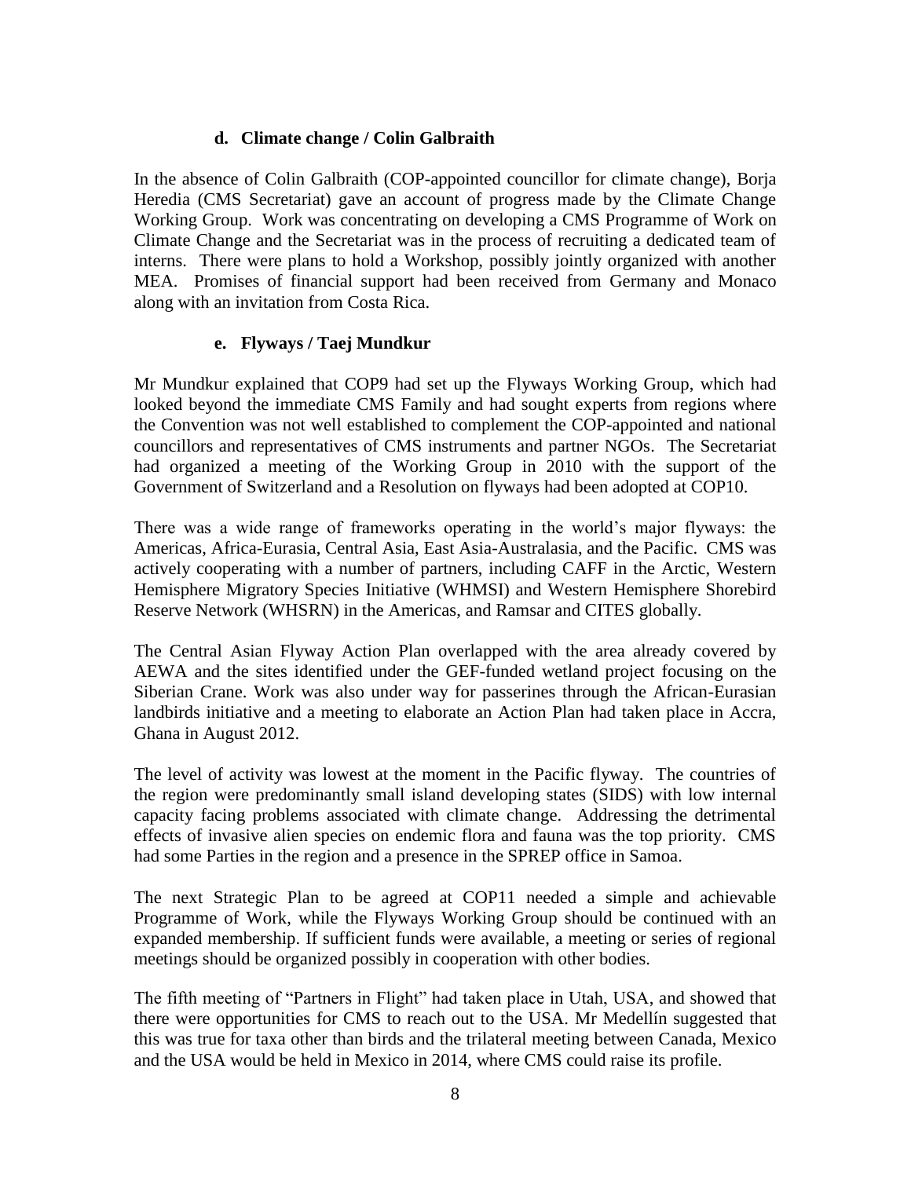### d. Climate change / Colin Galbraith

In the absence of Colin Galbraith (COP-appointed councillor for climate change), Borja Heredia (CMS Secretariat) gave an account of progress made by the Climate Change Working Group. Work was concentrating on developing a CMS Programme of Work on Climate Change and the Secretariat was in the process of recruiting a dedicated team of interns. There were plans to hold a Workshop, possibly jointly organized with another MEA. Promises of financial support had been received from Germany and Monaco along with an invitation from Costa Rica.

### e. Flyways / Taej Mundkur

Mr Mundkur explained that COP9 had set up the Flyways Working Group, which had looked beyond the immediate CMS Family and had sought experts from regions where the Convention was not well established to complement the COP-appointed and national councillors and representatives of CMS instruments and partner NGOs. The Secretariat had organized a meeting of the Working Group in 2010 with the support of the Government of Switzerland and a Resolution on flyways had been adopted at COP10.

There was a wide range of frameworks operating in the world's major flyways: the Americas, Africa-Eurasia, Central Asia, East Asia-Australasia, and the Pacific. CMS was actively cooperating with a number of partners, including CAFF in the Arctic, Western Hemisphere Migratory Species Initiative (WHMSI) and Western Hemisphere Shorebird Reserve Network (WHSRN) in the Americas, and Ramsar and CITES globally.

The Central Asian Flyway Action Plan overlapped with the area already covered by AEWA and the sites identified under the GEF-funded wetland project focusing on the Siberian Crane. Work was also under way for passerines through the African-Eurasian landbirds initiative and a meeting to elaborate an Action Plan had taken place in Accra, Ghana in August 2012.

The level of activity was lowest at the moment in the Pacific flyway. The countries of the region were predominantly small island developing states (SIDS) with low internal capacity facing problems associated with climate change. Addressing the detrimental effects of invasive alien species on endemic flora and fauna was the top priority. CMS had some Parties in the region and a presence in the SPREP office in Samoa.

The next Strategic Plan to be agreed at COP11 needed a simple and achievable Programme of Work, while the Flyways Working Group should be continued with an expanded membership. If sufficient funds were available, a meeting or series of regional meetings should be organized possibly in cooperation with other bodies.

The fifth meeting of "Partners in Flight" had taken place in Utah, USA, and showed that there were opportunities for CMS to reach out to the USA. Mr Medellín suggested that this was true for taxa other than birds and the trilateral meeting between Canada, Mexico and the USA would be held in Mexico in 2014, where CMS could raise its profile.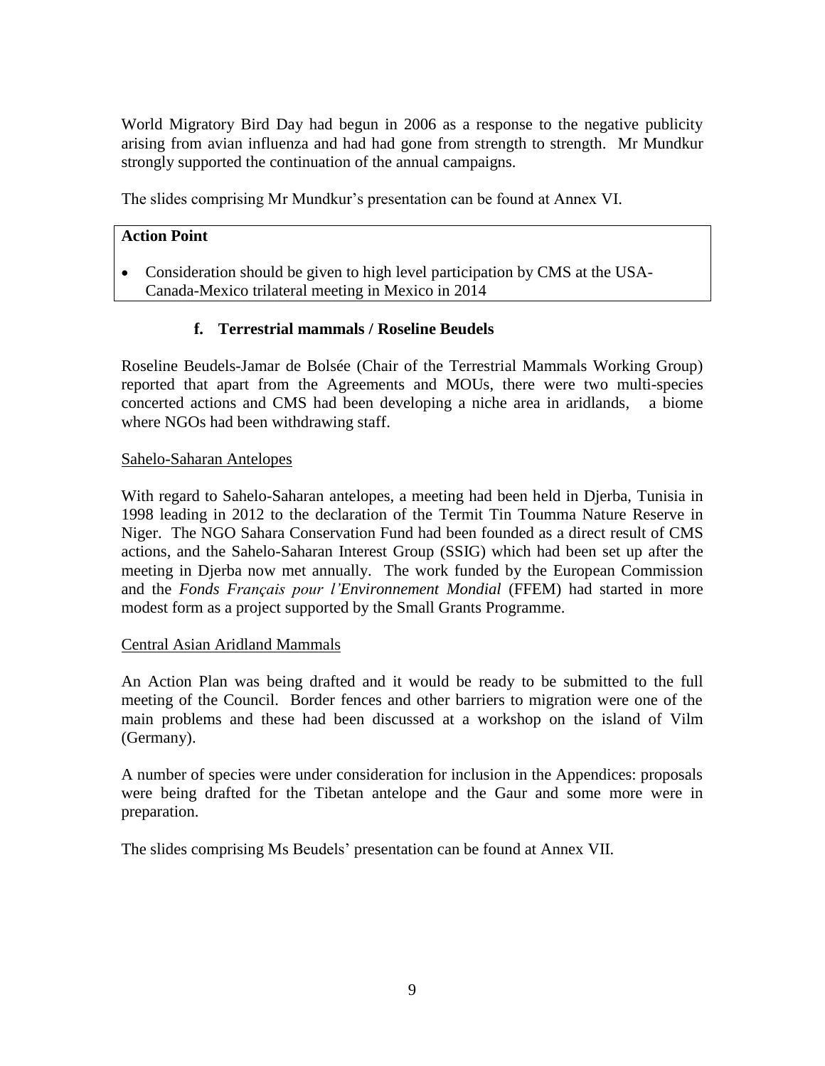World Migratory Bird Day had begun in 2006 as a response to the negative publicity arising from avian influenza and had had gone from strength to strength. Mr Mundkur strongly supported the continuation of the annual campaigns.

The slides comprising Mr Mundkur's presentation can be found at Annex VI.

**Action Point**

- Consideration should be given to high level participation by CMS at the USA-Canada-Mexico trilateral meeting in Mexico in 2014

### f. Terrestrial mammals / Roseline Beudels

Roseline Beudels-Jamar de Bolsée (Chair of the Terrestrial Mammals Working Group) reported that apart from the Agreements and MOUs, there were two multi-species concerted actions and CMS had been developing a niche area in aridlands, a biome where NGOs had been withdrawing staff.

Sahelo-Saharan Antelopes

With regard to Sahelo-Saharan antelopes, a meeting had been held in Djerba, Tunisia in 1998 leading in 2012 to the declaration of the Termit Tin Toumma Nature Reserve in Niger. The NGO Sahara Conservation Fund had been founded as a direct result of CMS actions, and the Sahelo-Saharan Interest Group (SSIG) which had been set up after the meeting in Djerba now met annually. The work funded by the European Commission and the *Fonds Français pour l'Environnement Mondial* (FFEM) had started in more modest form as a project supported by the Small Grants Programme.

Central Asian Aridland Mammals

An Action Plan was being drafted and it would be ready to be submitted to the full meeting of the Council. Border fences and other barriers to migration were one of the main problems and these had been discussed at a workshop on the island of Vilm (Germany).

A number of species were under consideration for inclusion in the Appendices: proposals were being drafted for the Tibetan antelope and the Gaur and some more were in preparation.

The slides comprising Ms Beudels' presentation can be found at Annex VII.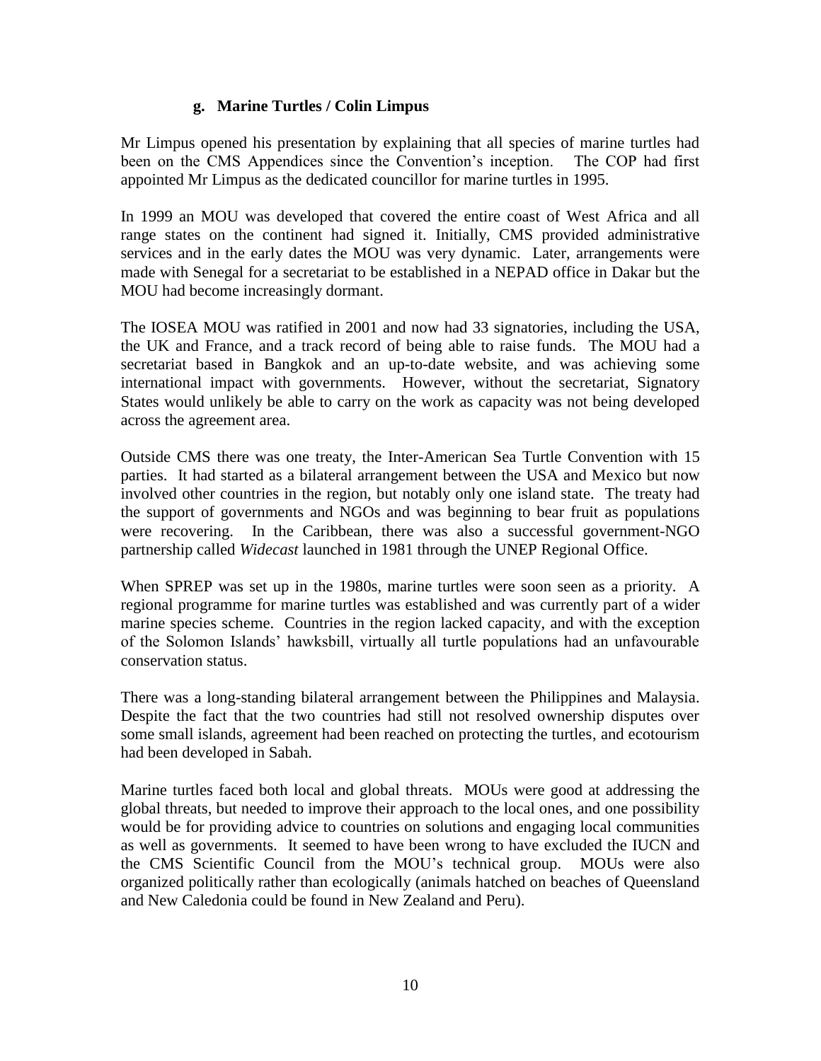### g. Marine Turtles / Colin Limpus

Mr Limpus opened his presentation by explaining that all species of marine turtles had been on the CMS Appendices since the Convention's inception. The COP had first appointed Mr Limpus as the dedicated councillor for marine turtles in 1995.

In 1999 an MOU was developed that covered the entire coast of West Africa and all range states on the continent had signed it. Initially, CMS provided administrative services and in the early dates the MOU was very dynamic. Later, arrangements were made with Senegal for a secretariat to be established in a NEPAD office in Dakar but the MOU had become increasingly dormant.

The IOSEA MOU was ratified in 2001 and now had 33 signatories, including the USA, the UK and France, and a track record of being able to raise funds. The MOU had a secretariat based in Bangkok and an up-to-date website, and was achieving some international impact with governments. However, without the secretariat, Signatory States would unlikely be able to carry on the work as capacity was not being developed across the agreement area.

Outside CMS there was one treaty, the Inter-American Sea Turtle Convention with 15 parties. It had started as a bilateral arrangement between the USA and Mexico but now involved other countries in the region, but notably only one island state. The treaty had the support of governments and NGOs and was beginning to bear fruit as populations were recovering. In the Caribbean, there was also a successful government-NGO partnership called *Widecast* launched in 1981 through the UNEP Regional Office.

When SPREP was set up in the 1980s, marine turtles were soon seen as a priority. A regional programme for marine turtles was established and was currently part of a wider marine species scheme. Countries in the region lacked capacity, and with the exception of the Solomon Islands' hawksbill, virtually all turtle populations had an unfavourable conservation status.

There was a long-standing bilateral arrangement between the Philippines and Malaysia. Despite the fact that the two countries had still not resolved ownership disputes over some small islands, agreement had been reached on protecting the turtles, and ecotourism had been developed in Sabah.

Marine turtles faced both local and global threats. MOUs were good at addressing the global threats, but needed to improve their approach to the local ones, and one possibility would be for providing advice to countries on solutions and engaging local communities as well as governments. It seemed to have been wrong to have excluded the IUCN and the CMS Scientific Council from the MOU's technical group. MOUs were also organized politically rather than ecologically (animals hatched on beaches of Queensland and New Caledonia could be found in New Zealand and Peru).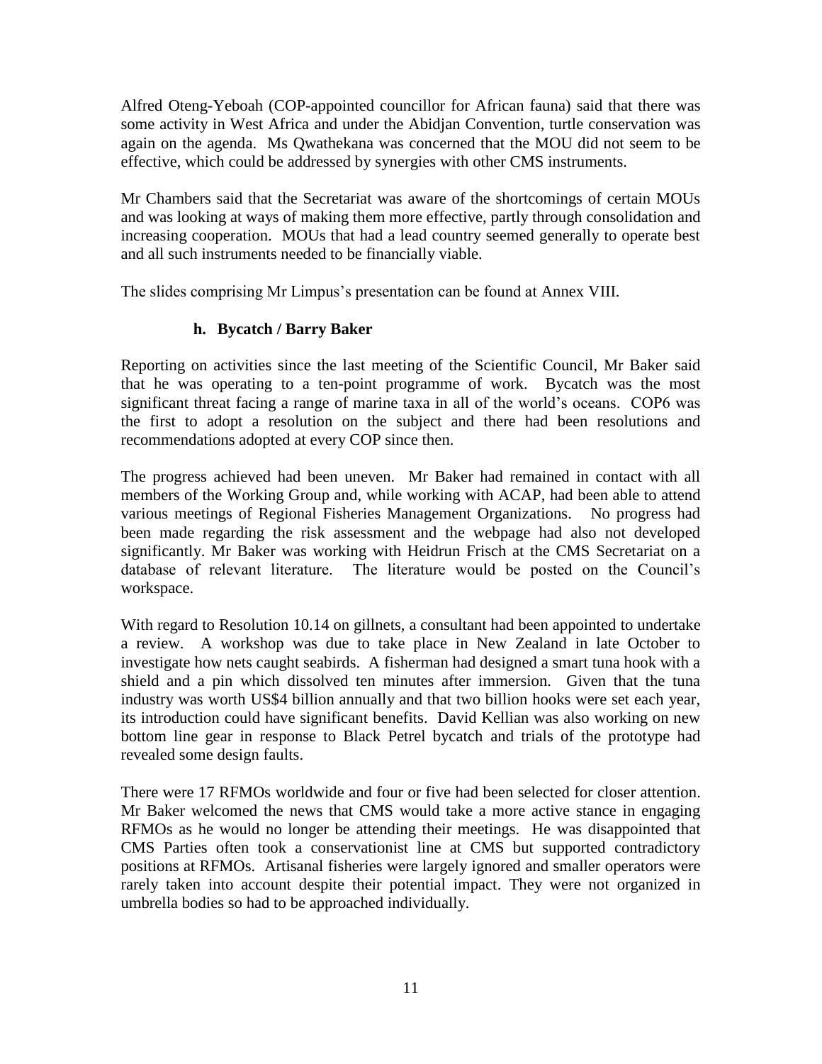Alfred Oteng-Yeboah (COP-appointed councillor for African fauna) said that there was some activity in West Africa and under the Abidjan Convention, turtle conservation was again on the agenda. Ms Qwathekana was concerned that the MOU did not seem to be effective, which could be addressed by synergies with other CMS instruments.

Mr Chambers said that the Secretariat was aware of the shortcomings of certain MOUs and was looking at ways of making them more effective, partly through consolidation and increasing cooperation. MOUs that had a lead country seemed generally to operate best and all such instruments needed to be financially viable.

The slides comprising Mr Limpus's presentation can be found at Annex VIII.

### h. Bycatch / Barry Baker

Reporting on activities since the last meeting of the Scientific Council, Mr Baker said that he was operating to a ten-point programme of work. Bycatch was the most significant threat facing a range of marine taxa in all of the world's oceans. COP6 was the first to adopt a resolution on the subject and there had been resolutions and recommendations adopted at every COP since then.

The progress achieved had been uneven. Mr Baker had remained in contact with all members of the Working Group and, while working with ACAP, had been able to attend various meetings of Regional Fisheries Management Organizations. No progress had been made regarding the risk assessment and the webpage had also not developed significantly. Mr Baker was working with Heidrun Frisch at the CMS Secretariat on a database of relevant literature. The literature would be posted on the Council's workspace.

With regard to Resolution 10.14 on gillnets, a consultant had been appointed to undertake a review. A workshop was due to take place in New Zealand in late October to investigate how nets caught seabirds. A fisherman had designed a smart tuna hook with a shield and a pin which dissolved ten minutes after immersion. Given that the tuna industry was worth US$4 billion annually and that two billion hooks were set each year, its introduction could have significant benefits. David Kellian was also working on new bottom line gear in response to Black Petrel bycatch and trials of the prototype had revealed some design faults.

There were 17 RFMOs worldwide and four or five had been selected for closer attention. Mr Baker welcomed the news that CMS would take a more active stance in engaging RFMOs as he would no longer be attending their meetings. He was disappointed that CMS Parties often took a conservationist line at CMS but supported contradictory positions at RFMOs. Artisanal fisheries were largely ignored and smaller operators were rarely taken into account despite their potential impact. They were not organized in umbrella bodies so had to be approached individually.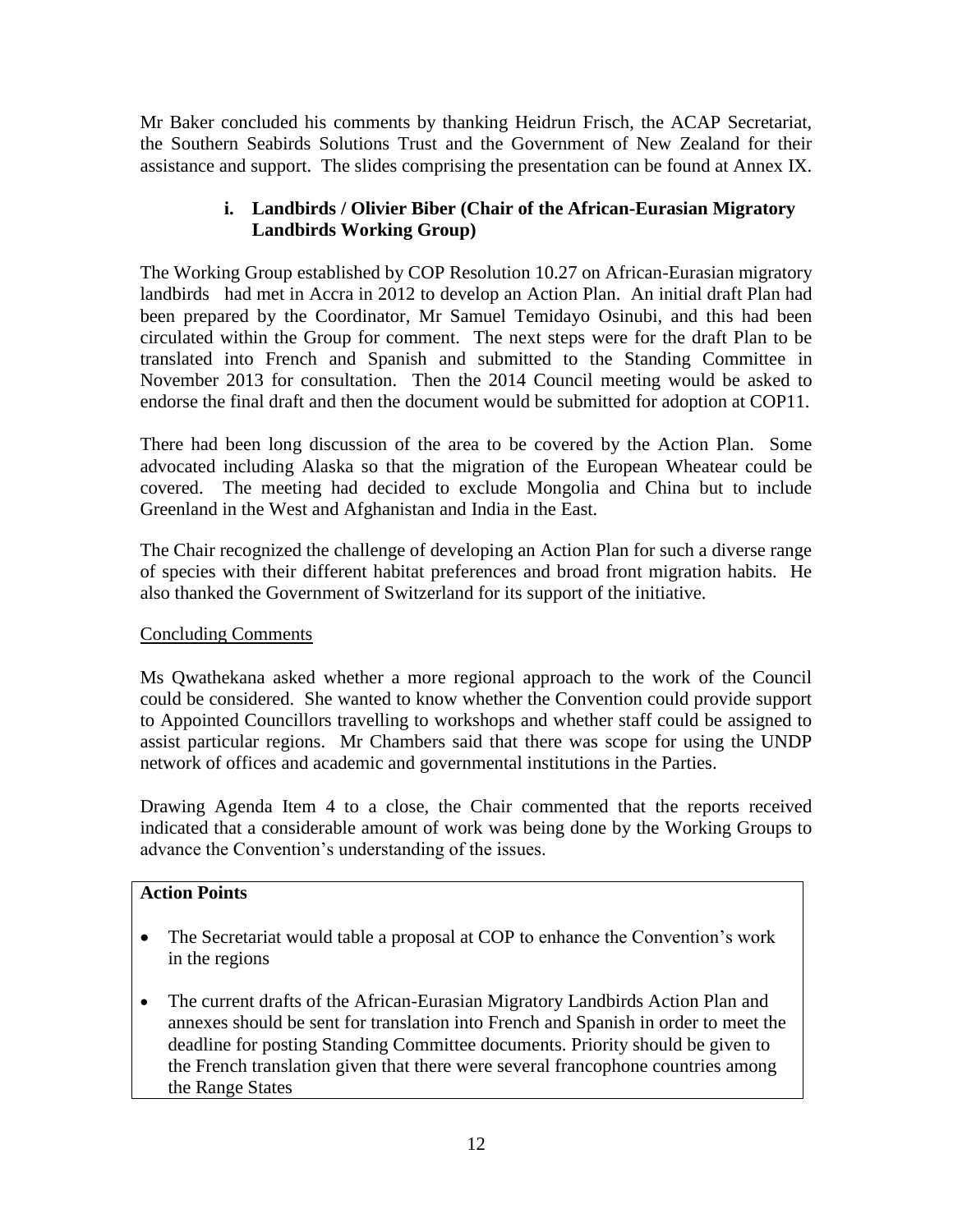Mr Baker concluded his comments by thanking Heidrun Frisch, the ACAP Secretariat, the Southern Seabirds Solutions Trust and the Government of New Zealand for their assistance and support. The slides comprising the presentation can be found at Annex IX.

### i. Landbirds / Olivier Biber (Chair of the African-Eurasian Migratory Landbirds Working Group)

The Working Group established by COP Resolution 10.27 on African-Eurasian migratory landbirds had met in Accra in 2012 to develop an Action Plan. An initial draft Plan had been prepared by the Coordinator, Mr Samuel Temidayo Osinubi, and this had been circulated within the Group for comment. The next steps were for the draft Plan to be translated into French and Spanish and submitted to the Standing Committee in November 2013 for consultation. Then the 2014 Council meeting would be asked to endorse the final draft and then the document would be submitted for adoption at COP11.

There had been long discussion of the area to be covered by the Action Plan. Some advocated including Alaska so that the migration of the European Wheatear could be covered. The meeting had decided to exclude Mongolia and China but to include Greenland in the West and Afghanistan and India in the East.

The Chair recognized the challenge of developing an Action Plan for such a diverse range of species with their different habitat preferences and broad front migration habits. He also thanked the Government of Switzerland for its support of the initiative.

Concluding Comments

Ms Qwathekana asked whether a more regional approach to the work of the Council could be considered. She wanted to know whether the Convention could provide support to Appointed Councillors travelling to workshops and whether staff could be assigned to assist particular regions. Mr Chambers said that there was scope for using the UNDP network of offices and academic and governmental institutions in the Parties.

Drawing Agenda Item 4 to a close, the Chair commented that the reports received indicated that a considerable amount of work was being done by the Working Groups to advance the Convention's understanding of the issues.

**Action Points**

- The Secretariat would table a proposal at COP to enhance the Convention's work in the regions
- The current drafts of the African-Eurasian Migratory Landbirds Action Plan and annexes should be sent for translation into French and Spanish in order to meet the deadline for posting Standing Committee documents. Priority should be given to the French translation given that there were several francophone countries among the Range States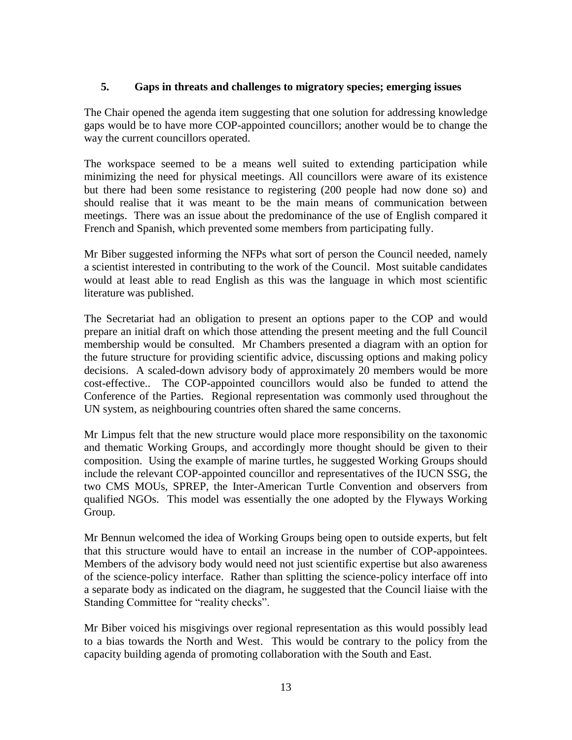## 5. Gaps in threats and challenges to migratory species; emerging issues

The Chair opened the agenda item suggesting that one solution for addressing knowledge gaps would be to have more COP-appointed councillors; another would be to change the way the current councillors operated.

The workspace seemed to be a means well suited to extending participation while minimizing the need for physical meetings. All councillors were aware of its existence but there had been some resistance to registering (200 people had now done so) and should realise that it was meant to be the main means of communication between meetings. There was an issue about the predominance of the use of English compared it French and Spanish, which prevented some members from participating fully.

Mr Biber suggested informing the NFPs what sort of person the Council needed, namely a scientist interested in contributing to the work of the Council. Most suitable candidates would at least able to read English as this was the language in which most scientific literature was published.

The Secretariat had an obligation to present an options paper to the COP and would prepare an initial draft on which those attending the present meeting and the full Council membership would be consulted. Mr Chambers presented a diagram with an option for the future structure for providing scientific advice, discussing options and making policy decisions. A scaled-down advisory body of approximately 20 members would be more cost-effective.. The COP-appointed councillors would also be funded to attend the Conference of the Parties. Regional representation was commonly used throughout the UN system, as neighbouring countries often shared the same concerns.

Mr Limpus felt that the new structure would place more responsibility on the taxonomic and thematic Working Groups, and accordingly more thought should be given to their composition. Using the example of marine turtles, he suggested Working Groups should include the relevant COP-appointed councillor and representatives of the IUCN SSG, the two CMS MOUs, SPREP, the Inter-American Turtle Convention and observers from qualified NGOs. This model was essentially the one adopted by the Flyways Working Group.

Mr Bennun welcomed the idea of Working Groups being open to outside experts, but felt that this structure would have to entail an increase in the number of COP-appointees. Members of the advisory body would need not just scientific expertise but also awareness of the science-policy interface. Rather than splitting the science-policy interface off into a separate body as indicated on the diagram, he suggested that the Council liaise with the Standing Committee for "reality checks".

Mr Biber voiced his misgivings over regional representation as this would possibly lead to a bias towards the North and West. This would be contrary to the policy from the capacity building agenda of promoting collaboration with the South and East.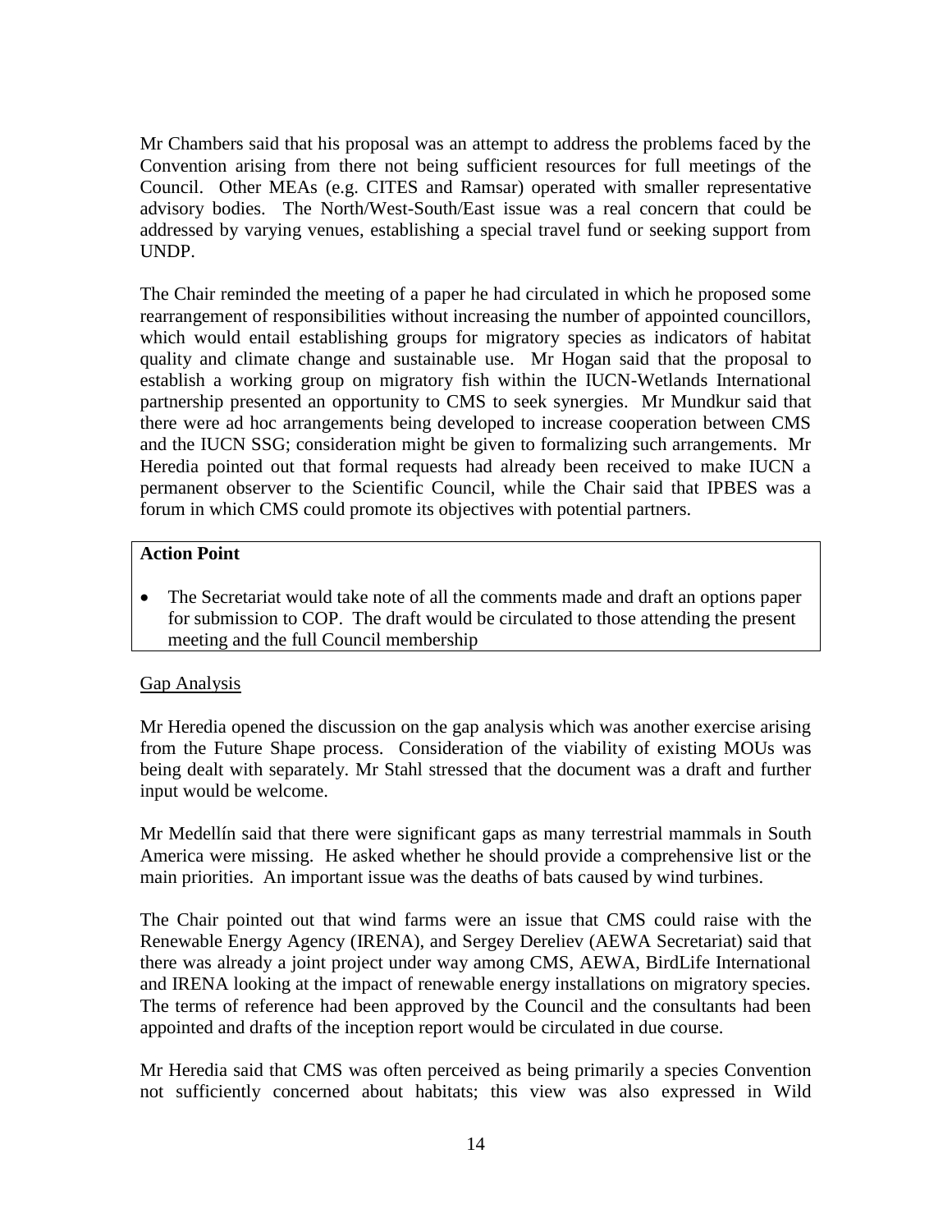Mr Chambers said that his proposal was an attempt to address the problems faced by the Convention arising from there not being sufficient resources for full meetings of the Council. Other MEAs (e.g. CITES and Ramsar) operated with smaller representative advisory bodies. The North/West-South/East issue was a real concern that could be addressed by varying venues, establishing a special travel fund or seeking support from UNDP.

The Chair reminded the meeting of a paper he had circulated in which he proposed some rearrangement of responsibilities without increasing the number of appointed councillors, which would entail establishing groups for migratory species as indicators of habitat quality and climate change and sustainable use. Mr Hogan said that the proposal to establish a working group on migratory fish within the IUCN-Wetlands International partnership presented an opportunity to CMS to seek synergies. Mr Mundkur said that there were ad hoc arrangements being developed to increase cooperation between CMS and the IUCN SSG; consideration might be given to formalizing such arrangements. Mr Heredia pointed out that formal requests had already been received to make IUCN a permanent observer to the Scientific Council, while the Chair said that IPBES was a forum in which CMS could promote its objectives with potential partners.

**Action Point**

- The Secretariat would take note of all the comments made and draft an options paper for submission to COP. The draft would be circulated to those attending the present meeting and the full Council membership

Gap Analysis

Mr Heredia opened the discussion on the gap analysis which was another exercise arising from the Future Shape process. Consideration of the viability of existing MOUs was being dealt with separately. Mr Stahl stressed that the document was a draft and further input would be welcome.

Mr Medellín said that there were significant gaps as many terrestrial mammals in South America were missing. He asked whether he should provide a comprehensive list or the main priorities. An important issue was the deaths of bats caused by wind turbines.

The Chair pointed out that wind farms were an issue that CMS could raise with the Renewable Energy Agency (IRENA), and Sergey Dereliev (AEWA Secretariat) said that there was already a joint project under way among CMS, AEWA, BirdLife International and IRENA looking at the impact of renewable energy installations on migratory species. The terms of reference had been approved by the Council and the consultants had been appointed and drafts of the inception report would be circulated in due course.

Mr Heredia said that CMS was often perceived as being primarily a species Convention not sufficiently concerned about habitats; this view was also expressed in Wild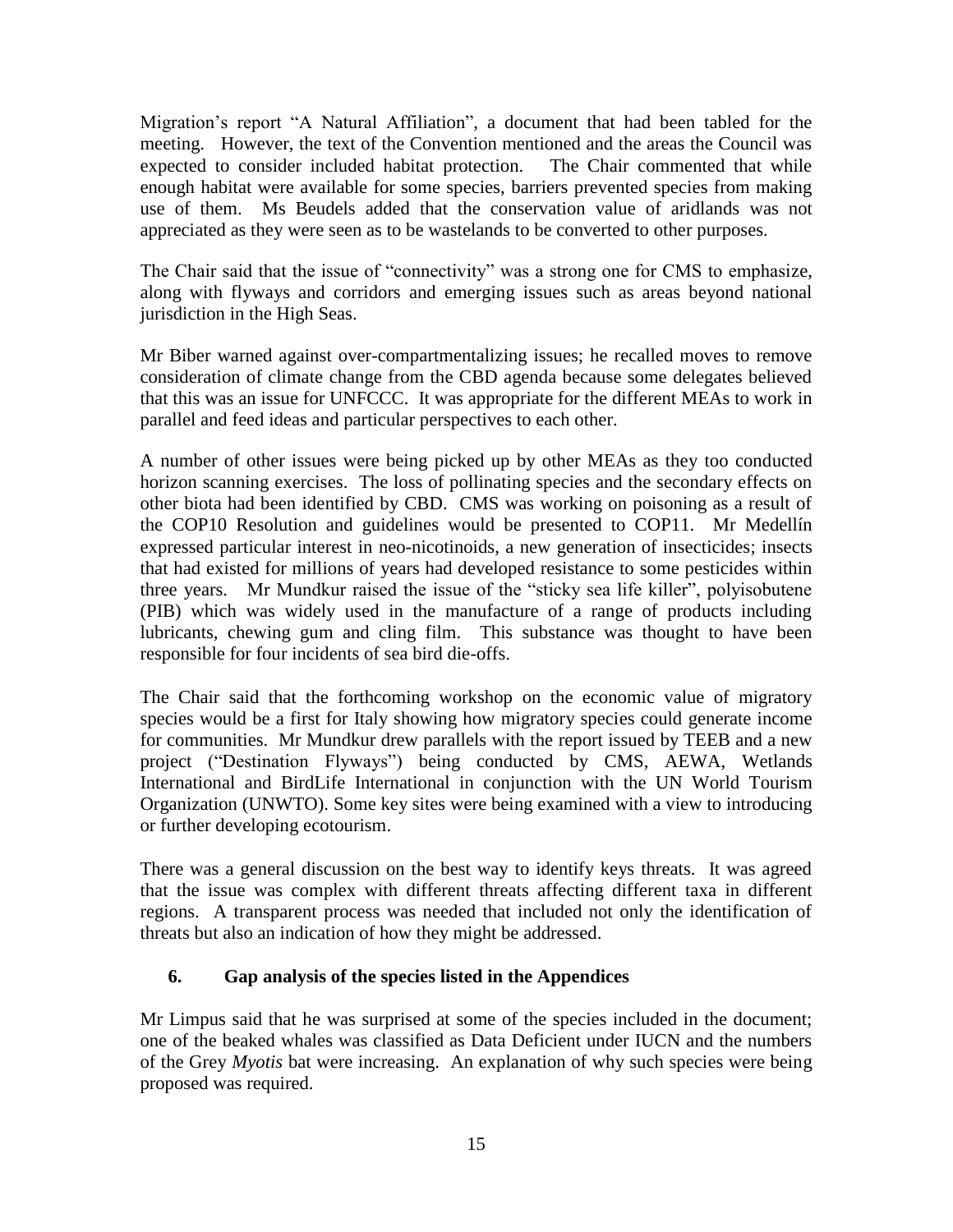Migration's report "A Natural Affiliation", a document that had been tabled for the meeting. However, the text of the Convention mentioned and the areas the Council was expected to consider included habitat protection. The Chair commented that while enough habitat were available for some species, barriers prevented species from making use of them. Ms Beudels added that the conservation value of aridlands was not appreciated as they were seen as to be wastelands to be converted to other purposes.

The Chair said that the issue of "connectivity" was a strong one for CMS to emphasize, along with flyways and corridors and emerging issues such as areas beyond national jurisdiction in the High Seas.

Mr Biber warned against over-compartmentalizing issues; he recalled moves to remove consideration of climate change from the CBD agenda because some delegates believed that this was an issue for UNFCCC. It was appropriate for the different MEAs to work in parallel and feed ideas and particular perspectives to each other.

A number of other issues were being picked up by other MEAs as they too conducted horizon scanning exercises. The loss of pollinating species and the secondary effects on other biota had been identified by CBD. CMS was working on poisoning as a result of the COP10 Resolution and guidelines would be presented to COP11. Mr Medellín expressed particular interest in neo-nicotinoids, a new generation of insecticides; insects that had existed for millions of years had developed resistance to some pesticides within three years. Mr Mundkur raised the issue of the "sticky sea life killer", polyisobutene (PIB) which was widely used in the manufacture of a range of products including lubricants, chewing gum and cling film. This substance was thought to have been responsible for four incidents of sea bird die-offs.

The Chair said that the forthcoming workshop on the economic value of migratory species would be a first for Italy showing how migratory species could generate income for communities. Mr Mundkur drew parallels with the report issued by TEEB and a new project ("Destination Flyways") being conducted by CMS, AEWA, Wetlands International and BirdLife International in conjunction with the UN World Tourism Organization (UNWTO). Some key sites were being examined with a view to introducing or further developing ecotourism.

There was a general discussion on the best way to identify keys threats. It was agreed that the issue was complex with different threats affecting different taxa in different regions. A transparent process was needed that included not only the identification of threats but also an indication of how they might be addressed.

## 6. Gap analysis of the species listed in the Appendices

Mr Limpus said that he was surprised at some of the species included in the document; one of the beaked whales was classified as Data Deficient under IUCN and the numbers of the Grey *Myotis* bat were increasing. An explanation of why such species were being proposed was required.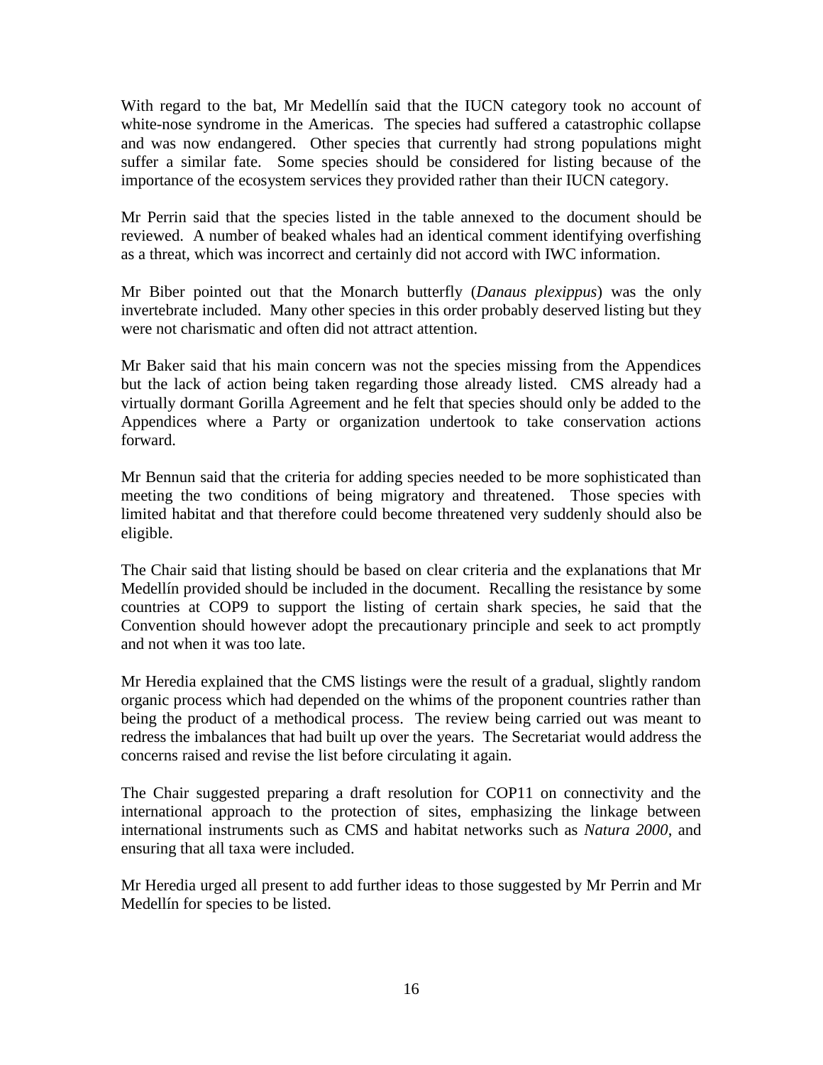With regard to the bat, Mr Medellín said that the IUCN category took no account of white-nose syndrome in the Americas. The species had suffered a catastrophic collapse and was now endangered. Other species that currently had strong populations might suffer a similar fate. Some species should be considered for listing because of the importance of the ecosystem services they provided rather than their IUCN category.

Mr Perrin said that the species listed in the table annexed to the document should be reviewed. A number of beaked whales had an identical comment identifying overfishing as a threat, which was incorrect and certainly did not accord with IWC information.

Mr Biber pointed out that the Monarch butterfly (*Danaus plexippus*) was the only invertebrate included. Many other species in this order probably deserved listing but they were not charismatic and often did not attract attention.

Mr Baker said that his main concern was not the species missing from the Appendices but the lack of action being taken regarding those already listed. CMS already had a virtually dormant Gorilla Agreement and he felt that species should only be added to the Appendices where a Party or organization undertook to take conservation actions forward.

Mr Bennun said that the criteria for adding species needed to be more sophisticated than meeting the two conditions of being migratory and threatened. Those species with limited habitat and that therefore could become threatened very suddenly should also be eligible.

The Chair said that listing should be based on clear criteria and the explanations that Mr Medellín provided should be included in the document. Recalling the resistance by some countries at COP9 to support the listing of certain shark species, he said that the Convention should however adopt the precautionary principle and seek to act promptly and not when it was too late.

Mr Heredia explained that the CMS listings were the result of a gradual, slightly random organic process which had depended on the whims of the proponent countries rather than being the product of a methodical process. The review being carried out was meant to redress the imbalances that had built up over the years. The Secretariat would address the concerns raised and revise the list before circulating it again.

The Chair suggested preparing a draft resolution for COP11 on connectivity and the international approach to the protection of sites, emphasizing the linkage between international instruments such as CMS and habitat networks such as *Natura 2000*, and ensuring that all taxa were included.

Mr Heredia urged all present to add further ideas to those suggested by Mr Perrin and Mr Medellín for species to be listed.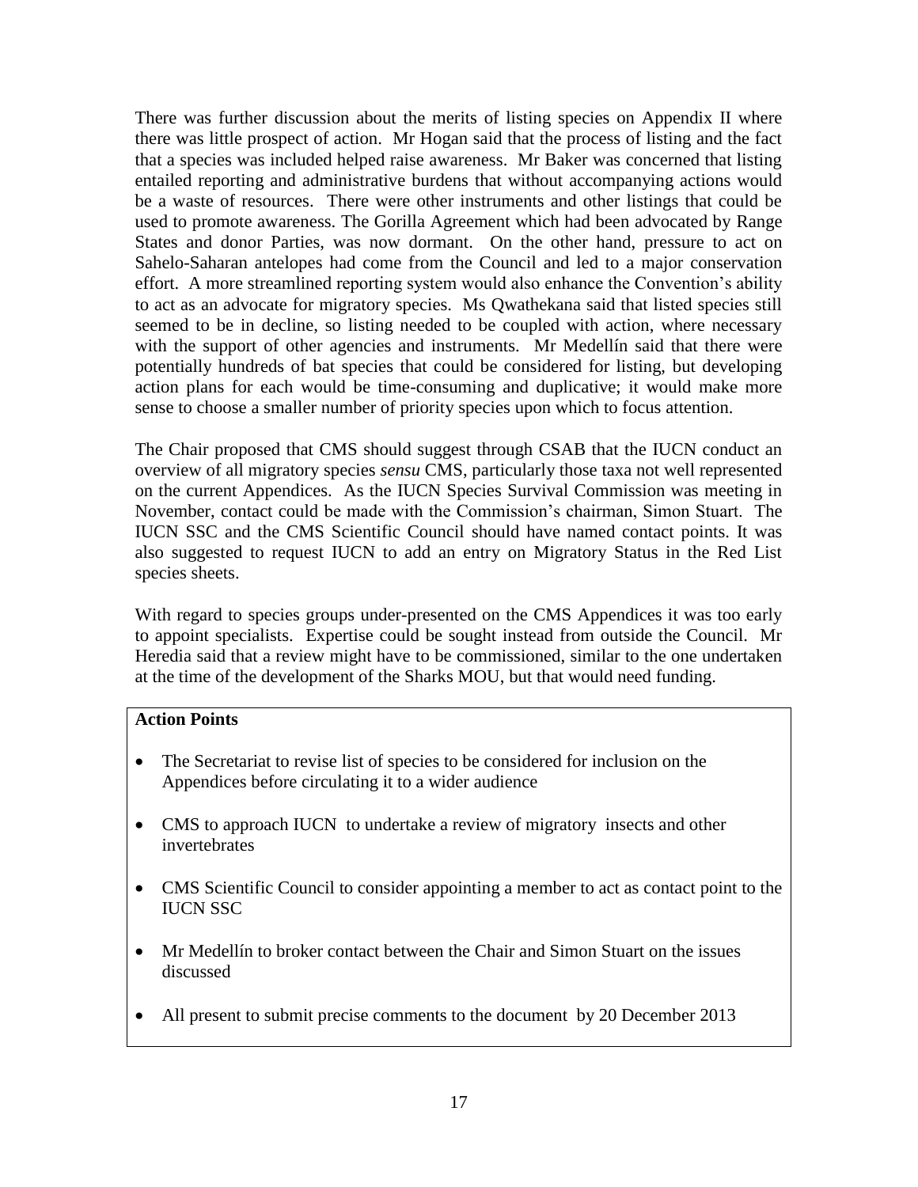There was further discussion about the merits of listing species on Appendix II where there was little prospect of action. Mr Hogan said that the process of listing and the fact that a species was included helped raise awareness. Mr Baker was concerned that listing entailed reporting and administrative burdens that without accompanying actions would be a waste of resources. There were other instruments and other listings that could be used to promote awareness. The Gorilla Agreement which had been advocated by Range States and donor Parties, was now dormant. On the other hand, pressure to act on Sahelo-Saharan antelopes had come from the Council and led to a major conservation effort. A more streamlined reporting system would also enhance the Convention's ability to act as an advocate for migratory species. Ms Qwathekana said that listed species still seemed to be in decline, so listing needed to be coupled with action, where necessary with the support of other agencies and instruments. Mr Medellín said that there were potentially hundreds of bat species that could be considered for listing, but developing action plans for each would be time-consuming and duplicative; it would make more sense to choose a smaller number of priority species upon which to focus attention.

The Chair proposed that CMS should suggest through CSAB that the IUCN conduct an overview of all migratory species *sensu* CMS, particularly those taxa not well represented on the current Appendices. As the IUCN Species Survival Commission was meeting in November, contact could be made with the Commission's chairman, Simon Stuart. The IUCN SSC and the CMS Scientific Council should have named contact points. It was also suggested to request IUCN to add an entry on Migratory Status in the Red List species sheets.

With regard to species groups under-presented on the CMS Appendices it was too early to appoint specialists. Expertise could be sought instead from outside the Council. Mr Heredia said that a review might have to be commissioned, similar to the one undertaken at the time of the development of the Sharks MOU, but that would need funding.

**Action Points**

- The Secretariat to revise list of species to be considered for inclusion on the Appendices before circulating it to a wider audience
- CMS to approach IUCN to undertake a review of migratory insects and other invertebrates
- CMS Scientific Council to consider appointing a member to act as contact point to the IUCN SSC
- Mr Medellín to broker contact between the Chair and Simon Stuart on the issues discussed
- All present to submit precise comments to the document by 20 December 2013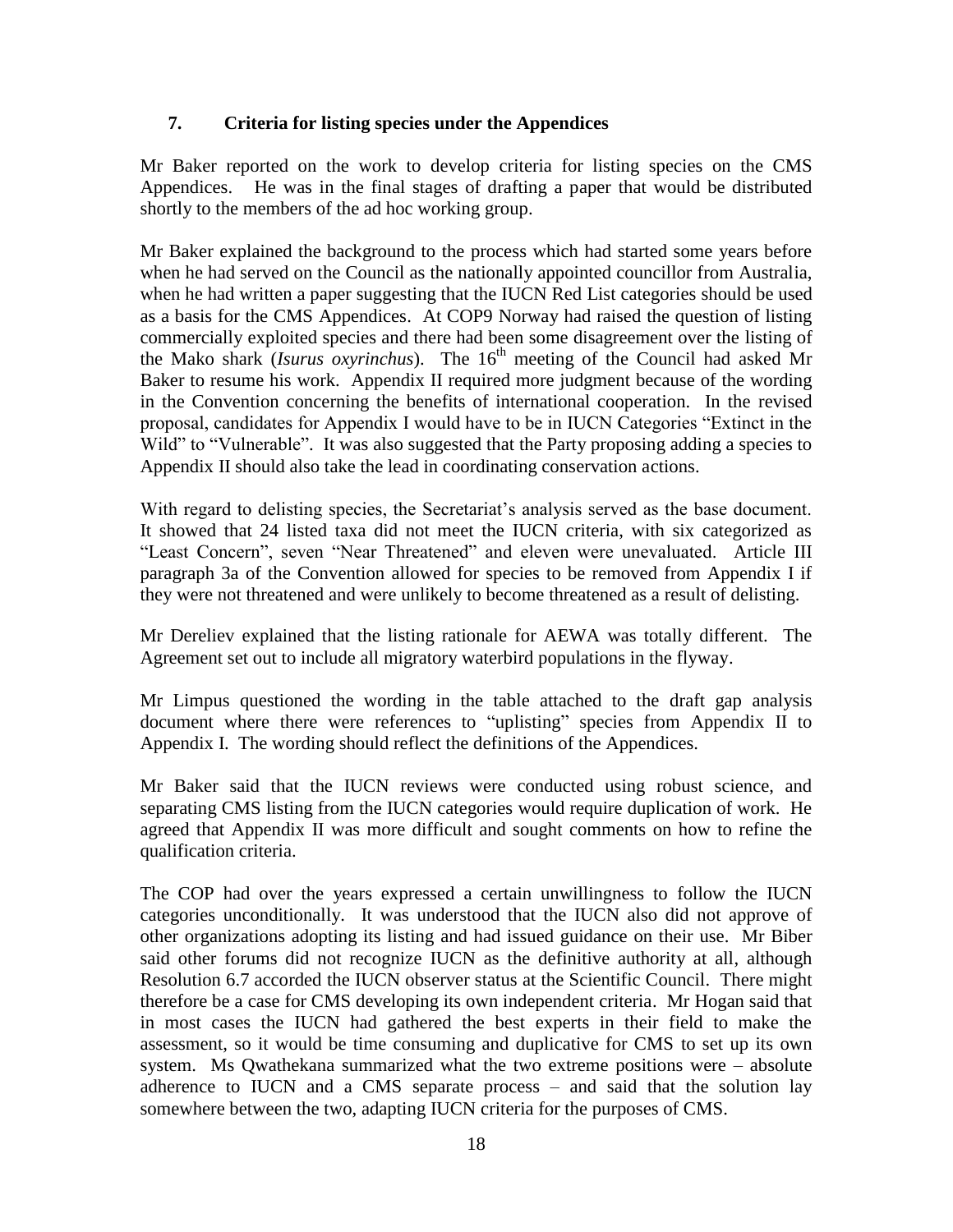## 7. Criteria for listing species under the Appendices

Mr Baker reported on the work to develop criteria for listing species on the CMS Appendices. He was in the final stages of drafting a paper that would be distributed shortly to the members of the ad hoc working group.

Mr Baker explained the background to the process which had started some years before when he had served on the Council as the nationally appointed councillor from Australia, when he had written a paper suggesting that the IUCN Red List categories should be used as a basis for the CMS Appendices. At COP9 Norway had raised the question of listing commercially exploited species and there had been some disagreement over the listing of the Mako shark (*Isurus oxyrinchus*). The 16th meeting of the Council had asked Mr Baker to resume his work. Appendix II required more judgment because of the wording in the Convention concerning the benefits of international cooperation. In the revised proposal, candidates for Appendix I would have to be in IUCN Categories "Extinct in the Wild" to "Vulnerable". It was also suggested that the Party proposing adding a species to Appendix II should also take the lead in coordinating conservation actions.

With regard to delisting species, the Secretariat's analysis served as the base document. It showed that 24 listed taxa did not meet the IUCN criteria, with six categorized as "Least Concern", seven "Near Threatened" and eleven were unevaluated. Article III paragraph 3a of the Convention allowed for species to be removed from Appendix I if they were not threatened and were unlikely to become threatened as a result of delisting.

Mr Dereliev explained that the listing rationale for AEWA was totally different. The Agreement set out to include all migratory waterbird populations in the flyway.

Mr Limpus questioned the wording in the table attached to the draft gap analysis document where there were references to "uplisting" species from Appendix II to Appendix I. The wording should reflect the definitions of the Appendices.

Mr Baker said that the IUCN reviews were conducted using robust science, and separating CMS listing from the IUCN categories would require duplication of work. He agreed that Appendix II was more difficult and sought comments on how to refine the qualification criteria.

The COP had over the years expressed a certain unwillingness to follow the IUCN categories unconditionally. It was understood that the IUCN also did not approve of other organizations adopting its listing and had issued guidance on their use. Mr Biber said other forums did not recognize IUCN as the definitive authority at all, although Resolution 6.7 accorded the IUCN observer status at the Scientific Council. There might therefore be a case for CMS developing its own independent criteria. Mr Hogan said that in most cases the IUCN had gathered the best experts in their field to make the assessment, so it would be time consuming and duplicative for CMS to set up its own system. Ms Qwathekana summarized what the two extreme positions were – absolute adherence to IUCN and a CMS separate process – and said that the solution lay somewhere between the two, adapting IUCN criteria for the purposes of CMS.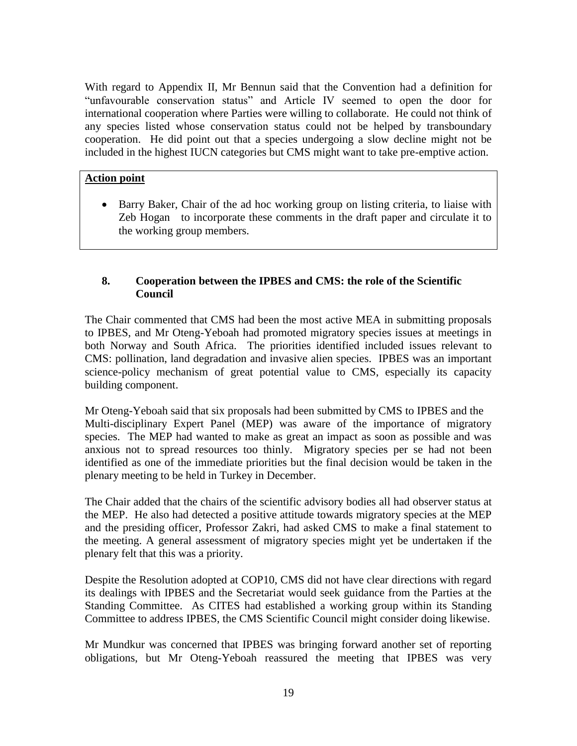With regard to Appendix II, Mr Bennun said that the Convention had a definition for "unfavourable conservation status" and Article IV seemed to open the door for international cooperation where Parties were willing to collaborate. He could not think of any species listed whose conservation status could not be helped by transboundary cooperation. He did point out that a species undergoing a slow decline might not be included in the highest IUCN categories but CMS might want to take pre-emptive action.

**Action point**

- Barry Baker, Chair of the ad hoc working group on listing criteria, to liaise with Zeb Hogan to incorporate these comments in the draft paper and circulate it to the working group members.

## 8. Cooperation between the IPBES and CMS: the role of the Scientific Council

The Chair commented that CMS had been the most active MEA in submitting proposals to IPBES, and Mr Oteng-Yeboah had promoted migratory species issues at meetings in both Norway and South Africa. The priorities identified included issues relevant to CMS: pollination, land degradation and invasive alien species. IPBES was an important science-policy mechanism of great potential value to CMS, especially its capacity building component.

Mr Oteng-Yeboah said that six proposals had been submitted by CMS to IPBES and the Multi-disciplinary Expert Panel (MEP) was aware of the importance of migratory species. The MEP had wanted to make as great an impact as soon as possible and was anxious not to spread resources too thinly. Migratory species per se had not been identified as one of the immediate priorities but the final decision would be taken in the plenary meeting to be held in Turkey in December.

The Chair added that the chairs of the scientific advisory bodies all had observer status at the MEP. He also had detected a positive attitude towards migratory species at the MEP and the presiding officer, Professor Zakri, had asked CMS to make a final statement to the meeting. A general assessment of migratory species might yet be undertaken if the plenary felt that this was a priority.

Despite the Resolution adopted at COP10, CMS did not have clear directions with regard its dealings with IPBES and the Secretariat would seek guidance from the Parties at the Standing Committee. As CITES had established a working group within its Standing Committee to address IPBES, the CMS Scientific Council might consider doing likewise.

Mr Mundkur was concerned that IPBES was bringing forward another set of reporting obligations, but Mr Oteng-Yeboah reassured the meeting that IPBES was very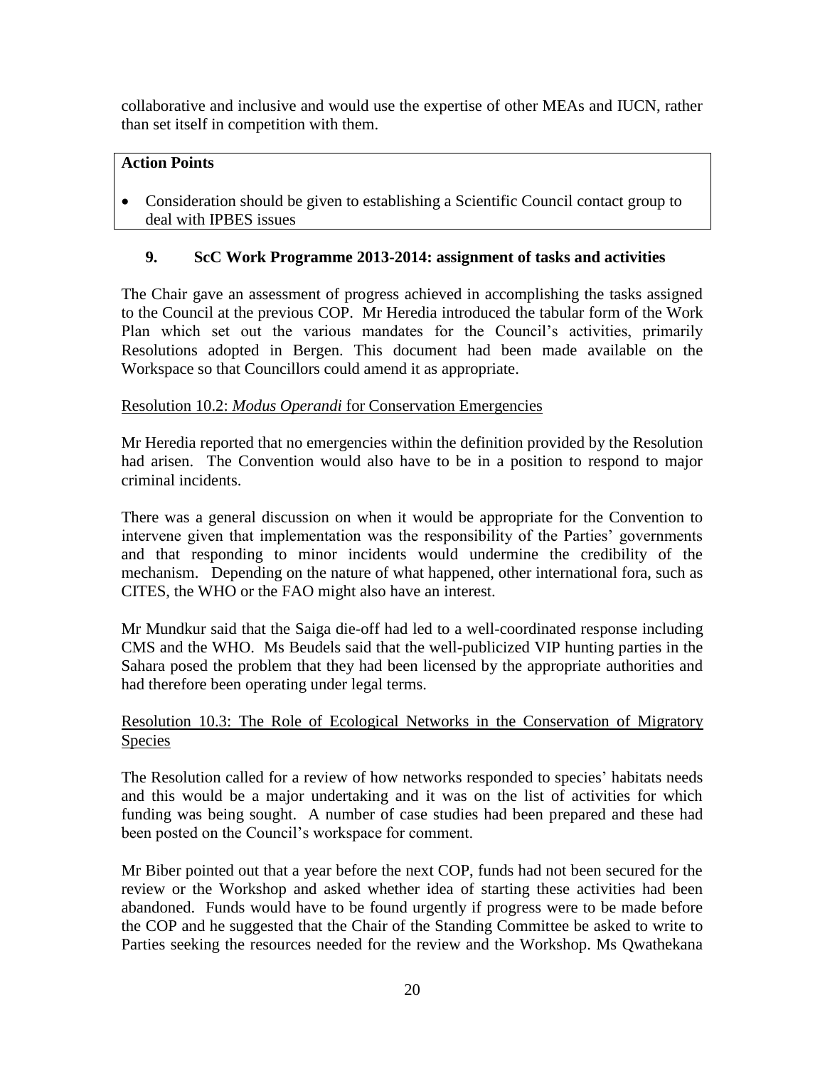collaborative and inclusive and would use the expertise of other MEAs and IUCN, rather than set itself in competition with them.

**Action Points**

- Consideration should be given to establishing a Scientific Council contact group to deal with IPBES issues

## 9. ScC Work Programme 2013-2014: assignment of tasks and activities

The Chair gave an assessment of progress achieved in accomplishing the tasks assigned to the Council at the previous COP. Mr Heredia introduced the tabular form of the Work Plan which set out the various mandates for the Council's activities, primarily Resolutions adopted in Bergen. This document had been made available on the Workspace so that Councillors could amend it as appropriate.

Resolution 10.2: *Modus Operandi* for Conservation Emergencies

Mr Heredia reported that no emergencies within the definition provided by the Resolution had arisen. The Convention would also have to be in a position to respond to major criminal incidents.

There was a general discussion on when it would be appropriate for the Convention to intervene given that implementation was the responsibility of the Parties' governments and that responding to minor incidents would undermine the credibility of the mechanism. Depending on the nature of what happened, other international fora, such as CITES, the WHO or the FAO might also have an interest.

Mr Mundkur said that the Saiga die-off had led to a well-coordinated response including CMS and the WHO. Ms Beudels said that the well-publicized VIP hunting parties in the Sahara posed the problem that they had been licensed by the appropriate authorities and had therefore been operating under legal terms.

Resolution 10.3: The Role of Ecological Networks in the Conservation of Migratory Species

The Resolution called for a review of how networks responded to species' habitats needs and this would be a major undertaking and it was on the list of activities for which funding was being sought. A number of case studies had been prepared and these had been posted on the Council's workspace for comment.

Mr Biber pointed out that a year before the next COP, funds had not been secured for the review or the Workshop and asked whether idea of starting these activities had been abandoned. Funds would have to be found urgently if progress were to be made before the COP and he suggested that the Chair of the Standing Committee be asked to write to Parties seeking the resources needed for the review and the Workshop. Ms Qwathekana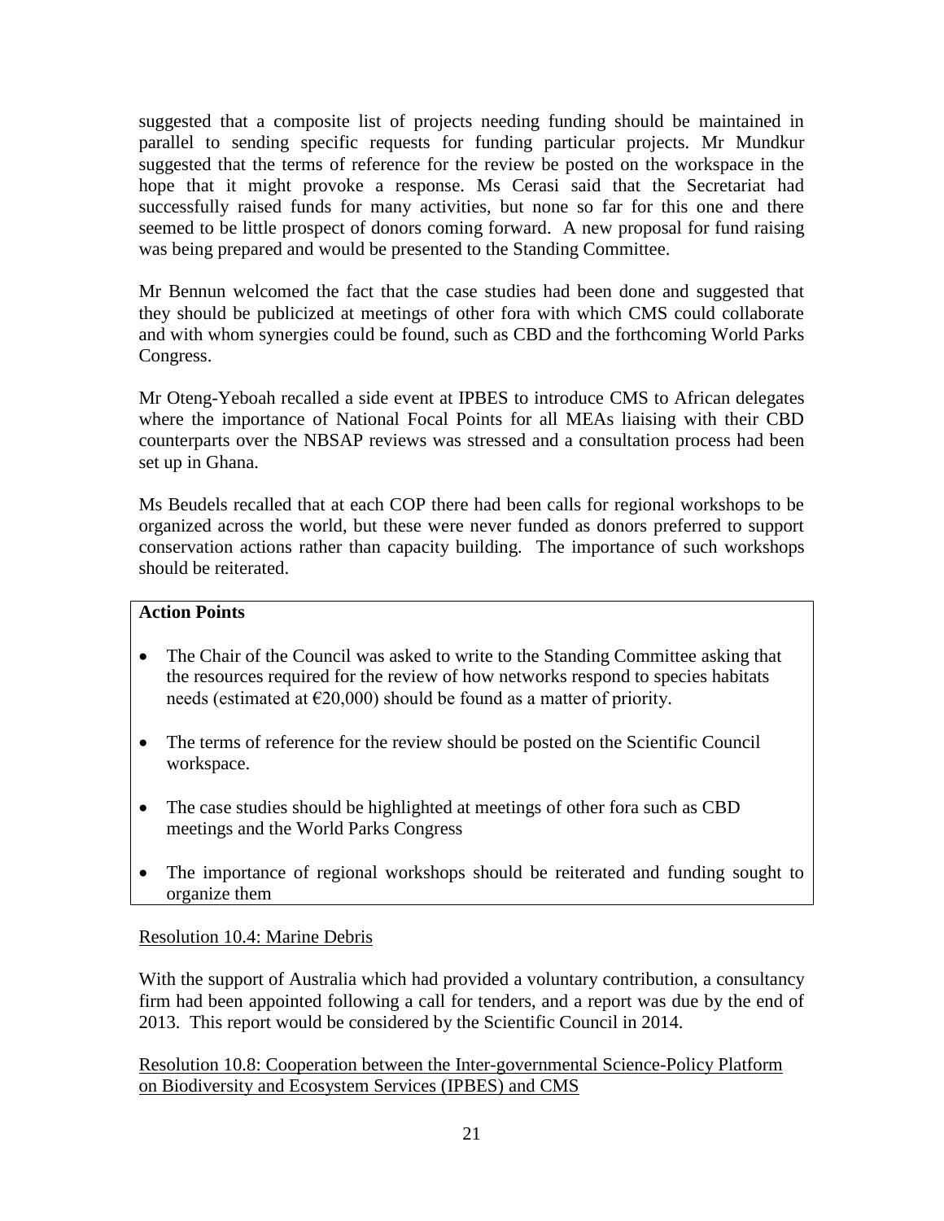suggested that a composite list of projects needing funding should be maintained in parallel to sending specific requests for funding particular projects. Mr Mundkur suggested that the terms of reference for the review be posted on the workspace in the hope that it might provoke a response. Ms Cerasi said that the Secretariat had successfully raised funds for many activities, but none so far for this one and there seemed to be little prospect of donors coming forward. A new proposal for fund raising was being prepared and would be presented to the Standing Committee.

Mr Bennun welcomed the fact that the case studies had been done and suggested that they should be publicized at meetings of other fora with which CMS could collaborate and with whom synergies could be found, such as CBD and the forthcoming World Parks Congress.

Mr Oteng-Yeboah recalled a side event at IPBES to introduce CMS to African delegates where the importance of National Focal Points for all MEAs liaising with their CBD counterparts over the NBSAP reviews was stressed and a consultation process had been set up in Ghana.

Ms Beudels recalled that at each COP there had been calls for regional workshops to be organized across the world, but these were never funded as donors preferred to support conservation actions rather than capacity building. The importance of such workshops should be reiterated.

**Action Points**

- The Chair of the Council was asked to write to the Standing Committee asking that the resources required for the review of how networks respond to species habitats needs (estimated at €20,000) should be found as a matter of priority.
- The terms of reference for the review should be posted on the Scientific Council workspace.
- The case studies should be highlighted at meetings of other fora such as CBD meetings and the World Parks Congress
- The importance of regional workshops should be reiterated and funding sought to organize them

Resolution 10.4: Marine Debris

With the support of Australia which had provided a voluntary contribution, a consultancy firm had been appointed following a call for tenders, and a report was due by the end of 2013. This report would be considered by the Scientific Council in 2014.

Resolution 10.8: Cooperation between the Inter-governmental Science-Policy Platform on Biodiversity and Ecosystem Services (IPBES) and CMS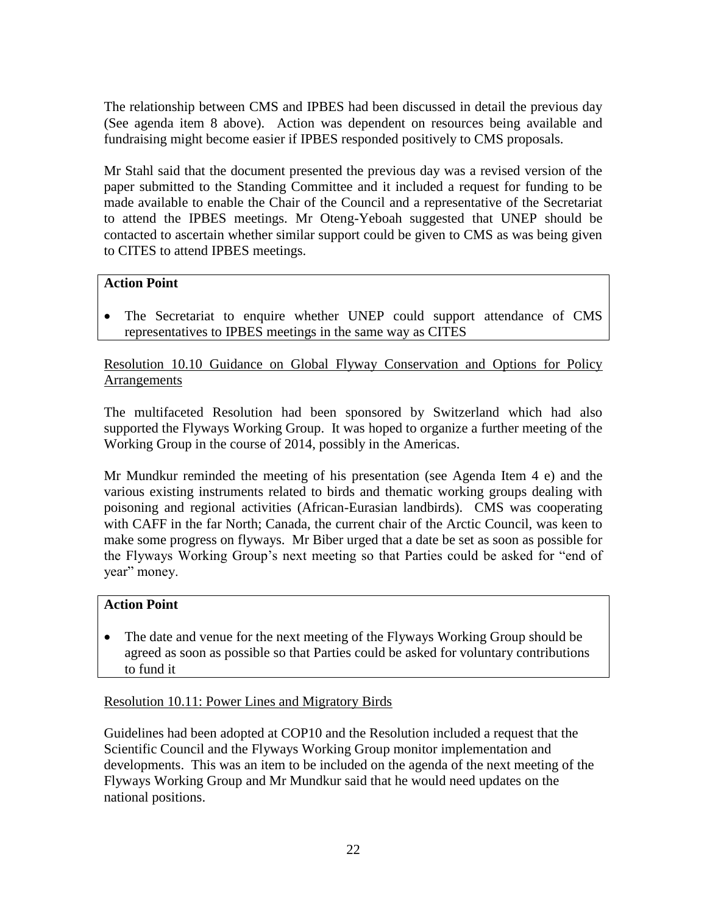The relationship between CMS and IPBES had been discussed in detail the previous day (See agenda item 8 above). Action was dependent on resources being available and fundraising might become easier if IPBES responded positively to CMS proposals.

Mr Stahl said that the document presented the previous day was a revised version of the paper submitted to the Standing Committee and it included a request for funding to be made available to enable the Chair of the Council and a representative of the Secretariat to attend the IPBES meetings. Mr Oteng-Yeboah suggested that UNEP should be contacted to ascertain whether similar support could be given to CMS as was being given to CITES to attend IPBES meetings.

**Action Point**

- The Secretariat to enquire whether UNEP could support attendance of CMS representatives to IPBES meetings in the same way as CITES

<u>Resolution 10.10 Guidance on Global Flyway Conservation and Options for Policy Arrangements</u>

The multifaceted Resolution had been sponsored by Switzerland which had also supported the Flyways Working Group. It was hoped to organize a further meeting of the Working Group in the course of 2014, possibly in the Americas.

Mr Mundkur reminded the meeting of his presentation (see Agenda Item 4 e) and the various existing instruments related to birds and thematic working groups dealing with poisoning and regional activities (African-Eurasian landbirds). CMS was cooperating with CAFF in the far North; Canada, the current chair of the Arctic Council, was keen to make some progress on flyways. Mr Biber urged that a date be set as soon as possible for the Flyways Working Group's next meeting so that Parties could be asked for "end of year" money.

**Action Point**

- The date and venue for the next meeting of the Flyways Working Group should be agreed as soon as possible so that Parties could be asked for voluntary contributions to fund it

<u>Resolution 10.11: Power Lines and Migratory Birds</u>

Guidelines had been adopted at COP10 and the Resolution included a request that the Scientific Council and the Flyways Working Group monitor implementation and developments. This was an item to be included on the agenda of the next meeting of the Flyways Working Group and Mr Mundkur said that he would need updates on the national positions.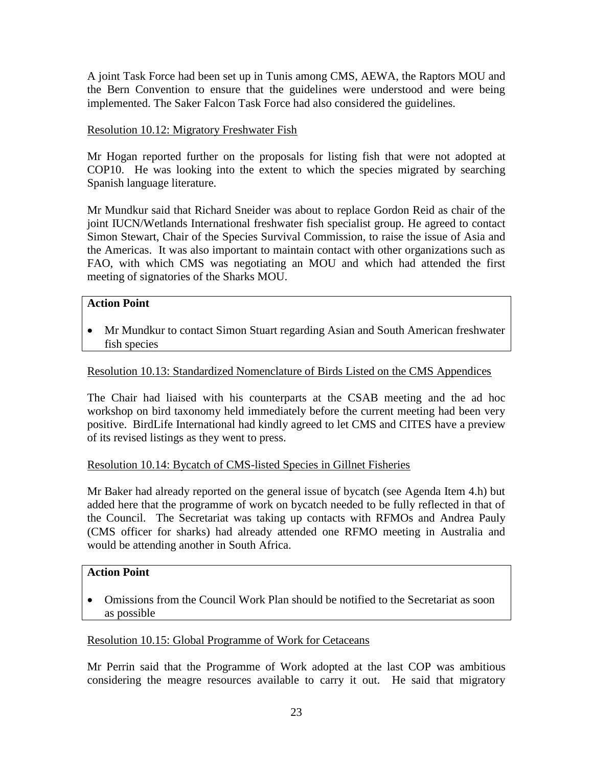A joint Task Force had been set up in Tunis among CMS, AEWA, the Raptors MOU and the Bern Convention to ensure that the guidelines were understood and were being implemented. The Saker Falcon Task Force had also considered the guidelines.

<u>Resolution 10.12: Migratory Freshwater Fish</u>

Mr Hogan reported further on the proposals for listing fish that were not adopted at COP10. He was looking into the extent to which the species migrated by searching Spanish language literature.

Mr Mundkur said that Richard Sneider was about to replace Gordon Reid as chair of the joint IUCN/Wetlands International freshwater fish specialist group. He agreed to contact Simon Stewart, Chair of the Species Survival Commission, to raise the issue of Asia and the Americas. It was also important to maintain contact with other organizations such as FAO, with which CMS was negotiating an MOU and which had attended the first meeting of signatories of the Sharks MOU.

| **Action Point** |
|---|
| • Mr Mundkur to contact Simon Stuart regarding Asian and South American freshwater fish species |

<u>Resolution 10.13: Standardized Nomenclature of Birds Listed on the CMS Appendices</u>

The Chair had liaised with his counterparts at the CSAB meeting and the ad hoc workshop on bird taxonomy held immediately before the current meeting had been very positive. BirdLife International had kindly agreed to let CMS and CITES have a preview of its revised listings as they went to press.

<u>Resolution 10.14: Bycatch of CMS-listed Species in Gillnet Fisheries</u>

Mr Baker had already reported on the general issue of bycatch (see Agenda Item 4.h) but added here that the programme of work on bycatch needed to be fully reflected in that of the Council. The Secretariat was taking up contacts with RFMOs and Andrea Pauly (CMS officer for sharks) had already attended one RFMO meeting in Australia and would be attending another in South Africa.

| **Action Point** |
|---|
| • Omissions from the Council Work Plan should be notified to the Secretariat as soon as possible |

<u>Resolution 10.15: Global Programme of Work for Cetaceans</u>

Mr Perrin said that the Programme of Work adopted at the last COP was ambitious considering the meagre resources available to carry it out. He said that migratory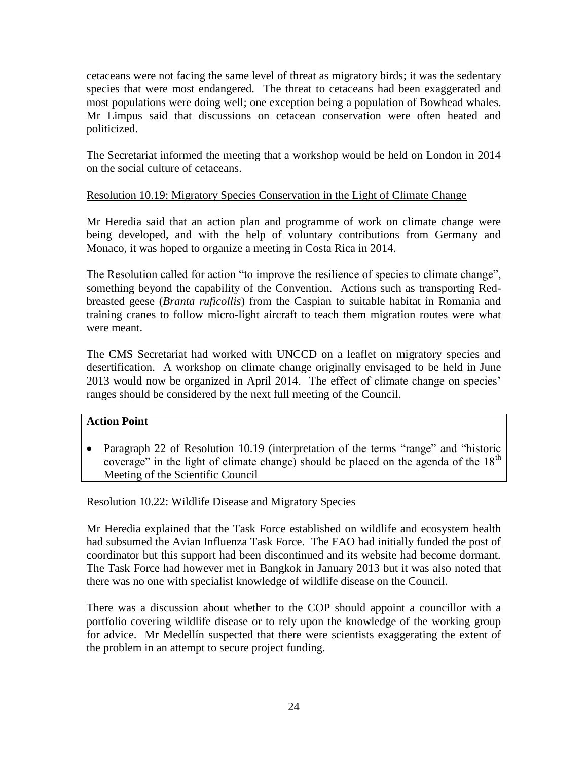cetaceans were not facing the same level of threat as migratory birds; it was the sedentary species that were most endangered. The threat to cetaceans had been exaggerated and most populations were doing well; one exception being a population of Bowhead whales. Mr Limpus said that discussions on cetacean conservation were often heated and politicized.

The Secretariat informed the meeting that a workshop would be held on London in 2014 on the social culture of cetaceans.

Resolution 10.19: Migratory Species Conservation in the Light of Climate Change

Mr Heredia said that an action plan and programme of work on climate change were being developed, and with the help of voluntary contributions from Germany and Monaco, it was hoped to organize a meeting in Costa Rica in 2014.

The Resolution called for action "to improve the resilience of species to climate change", something beyond the capability of the Convention. Actions such as transporting Red-breasted geese (*Branta ruficollis*) from the Caspian to suitable habitat in Romania and training cranes to follow micro-light aircraft to teach them migration routes were what were meant.

The CMS Secretariat had worked with UNCCD on a leaflet on migratory species and desertification. A workshop on climate change originally envisaged to be held in June 2013 would now be organized in April 2014. The effect of climate change on species' ranges should be considered by the next full meeting of the Council.

**Action Point**

- Paragraph 22 of Resolution 10.19 (interpretation of the terms "range" and "historic coverage" in the light of climate change) should be placed on the agenda of the 18th Meeting of the Scientific Council

Resolution 10.22: Wildlife Disease and Migratory Species

Mr Heredia explained that the Task Force established on wildlife and ecosystem health had subsumed the Avian Influenza Task Force. The FAO had initially funded the post of coordinator but this support had been discontinued and its website had become dormant. The Task Force had however met in Bangkok in January 2013 but it was also noted that there was no one with specialist knowledge of wildlife disease on the Council.

There was a discussion about whether to the COP should appoint a councillor with a portfolio covering wildlife disease or to rely upon the knowledge of the working group for advice. Mr Medellín suspected that there were scientists exaggerating the extent of the problem in an attempt to secure project funding.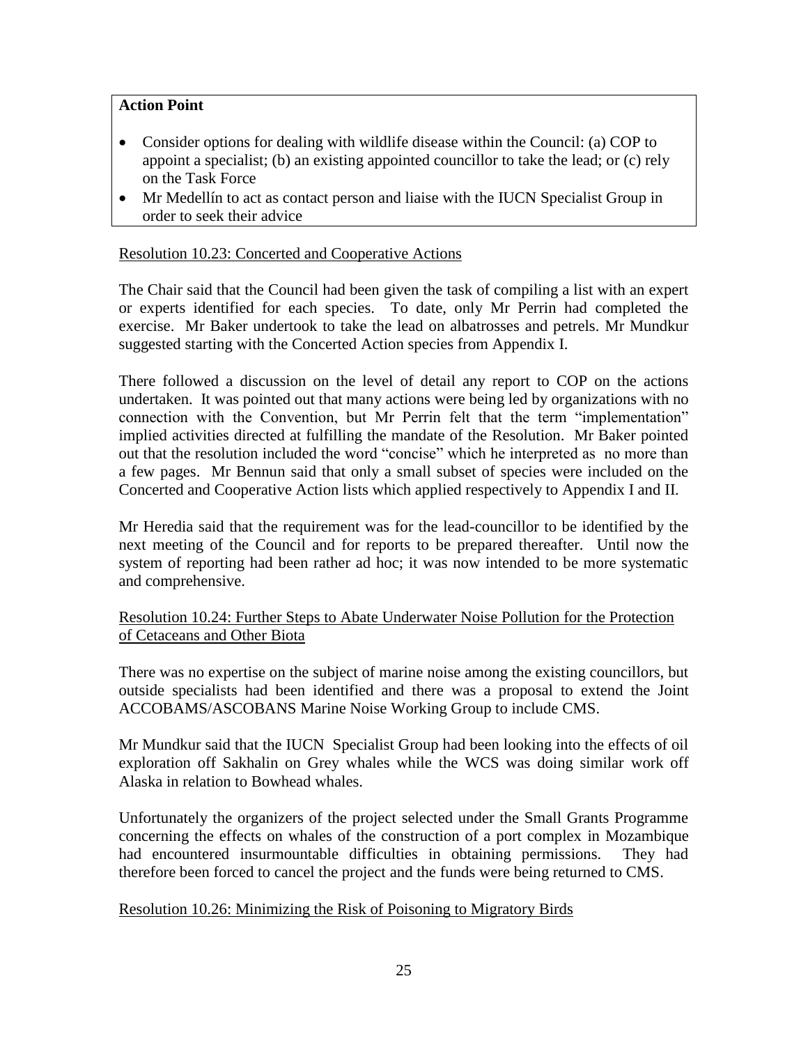**Action Point**

- Consider options for dealing with wildlife disease within the Council: (a) COP to appoint a specialist; (b) an existing appointed councillor to take the lead; or (c) rely on the Task Force
- Mr Medellín to act as contact person and liaise with the IUCN Specialist Group in order to seek their advice

<u>Resolution 10.23: Concerted and Cooperative Actions</u>

The Chair said that the Council had been given the task of compiling a list with an expert or experts identified for each species. To date, only Mr Perrin had completed the exercise. Mr Baker undertook to take the lead on albatrosses and petrels. Mr Mundkur suggested starting with the Concerted Action species from Appendix I.

There followed a discussion on the level of detail any report to COP on the actions undertaken. It was pointed out that many actions were being led by organizations with no connection with the Convention, but Mr Perrin felt that the term "implementation" implied activities directed at fulfilling the mandate of the Resolution. Mr Baker pointed out that the resolution included the word "concise" which he interpreted as no more than a few pages. Mr Bennun said that only a small subset of species were included on the Concerted and Cooperative Action lists which applied respectively to Appendix I and II.

Mr Heredia said that the requirement was for the lead-councillor to be identified by the next meeting of the Council and for reports to be prepared thereafter. Until now the system of reporting had been rather ad hoc; it was now intended to be more systematic and comprehensive.

<u>Resolution 10.24: Further Steps to Abate Underwater Noise Pollution for the Protection of Cetaceans and Other Biota</u>

There was no expertise on the subject of marine noise among the existing councillors, but outside specialists had been identified and there was a proposal to extend the Joint ACCOBAMS/ASCOBANS Marine Noise Working Group to include CMS.

Mr Mundkur said that the IUCN Specialist Group had been looking into the effects of oil exploration off Sakhalin on Grey whales while the WCS was doing similar work off Alaska in relation to Bowhead whales.

Unfortunately the organizers of the project selected under the Small Grants Programme concerning the effects on whales of the construction of a port complex in Mozambique had encountered insurmountable difficulties in obtaining permissions. They had therefore been forced to cancel the project and the funds were being returned to CMS.

<u>Resolution 10.26: Minimizing the Risk of Poisoning to Migratory Birds</u>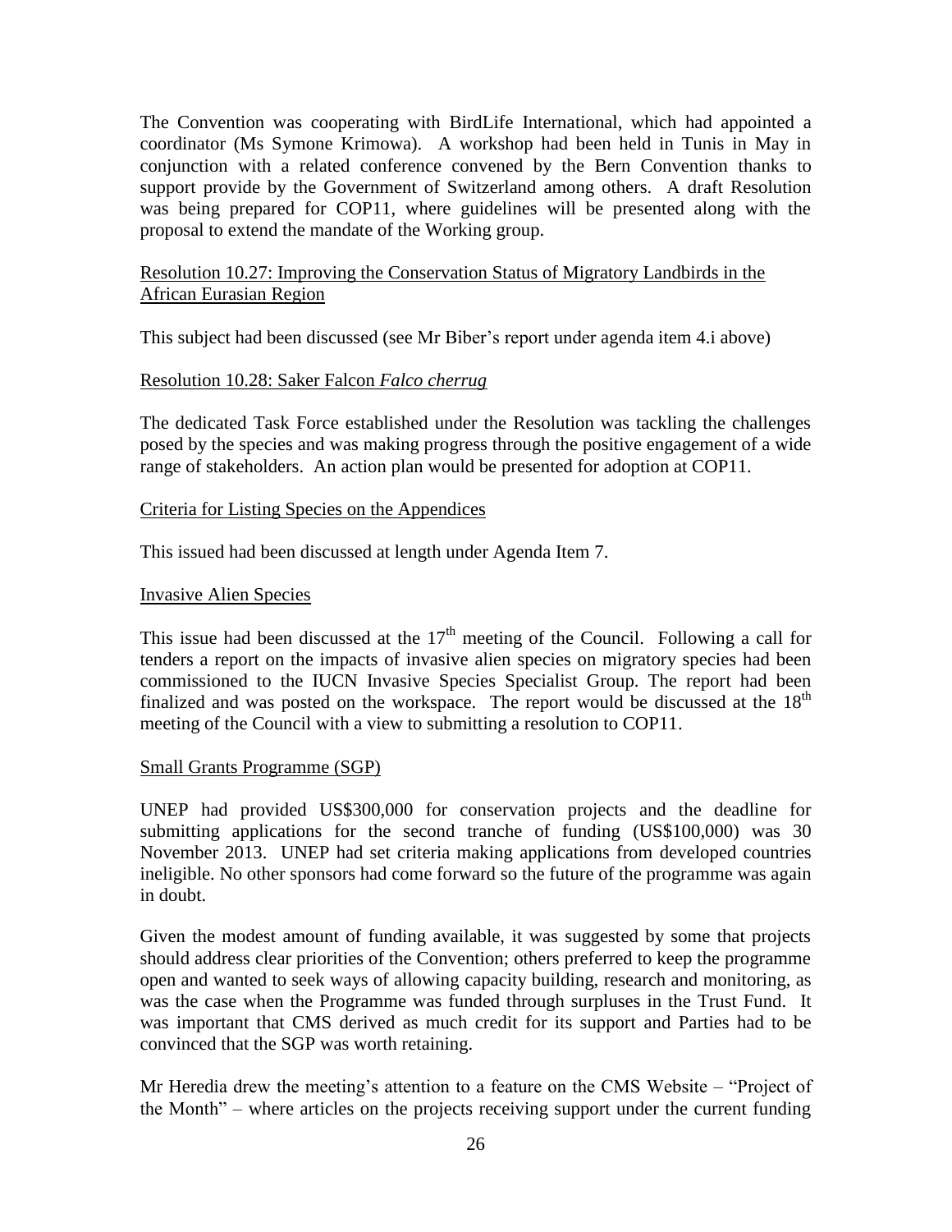The Convention was cooperating with BirdLife International, which had appointed a coordinator (Ms Symone Krimowa). A workshop had been held in Tunis in May in conjunction with a related conference convened by the Bern Convention thanks to support provide by the Government of Switzerland among others. A draft Resolution was being prepared for COP11, where guidelines will be presented along with the proposal to extend the mandate of the Working group.

Resolution 10.27: Improving the Conservation Status of Migratory Landbirds in the African Eurasian Region

This subject had been discussed (see Mr Biber's report under agenda item 4.i above)

Resolution 10.28: Saker Falcon *Falco cherrug*

The dedicated Task Force established under the Resolution was tackling the challenges posed by the species and was making progress through the positive engagement of a wide range of stakeholders. An action plan would be presented for adoption at COP11.

Criteria for Listing Species on the Appendices

This issued had been discussed at length under Agenda Item 7.

Invasive Alien Species

This issue had been discussed at the 17th meeting of the Council. Following a call for tenders a report on the impacts of invasive alien species on migratory species had been commissioned to the IUCN Invasive Species Specialist Group. The report had been finalized and was posted on the workspace. The report would be discussed at the 18th meeting of the Council with a view to submitting a resolution to COP11.

Small Grants Programme (SGP)

UNEP had provided US$300,000 for conservation projects and the deadline for submitting applications for the second tranche of funding (US$100,000) was 30 November 2013. UNEP had set criteria making applications from developed countries ineligible. No other sponsors had come forward so the future of the programme was again in doubt.

Given the modest amount of funding available, it was suggested by some that projects should address clear priorities of the Convention; others preferred to keep the programme open and wanted to seek ways of allowing capacity building, research and monitoring, as was the case when the Programme was funded through surpluses in the Trust Fund. It was important that CMS derived as much credit for its support and Parties had to be convinced that the SGP was worth retaining.

Mr Heredia drew the meeting's attention to a feature on the CMS Website – "Project of the Month" – where articles on the projects receiving support under the current funding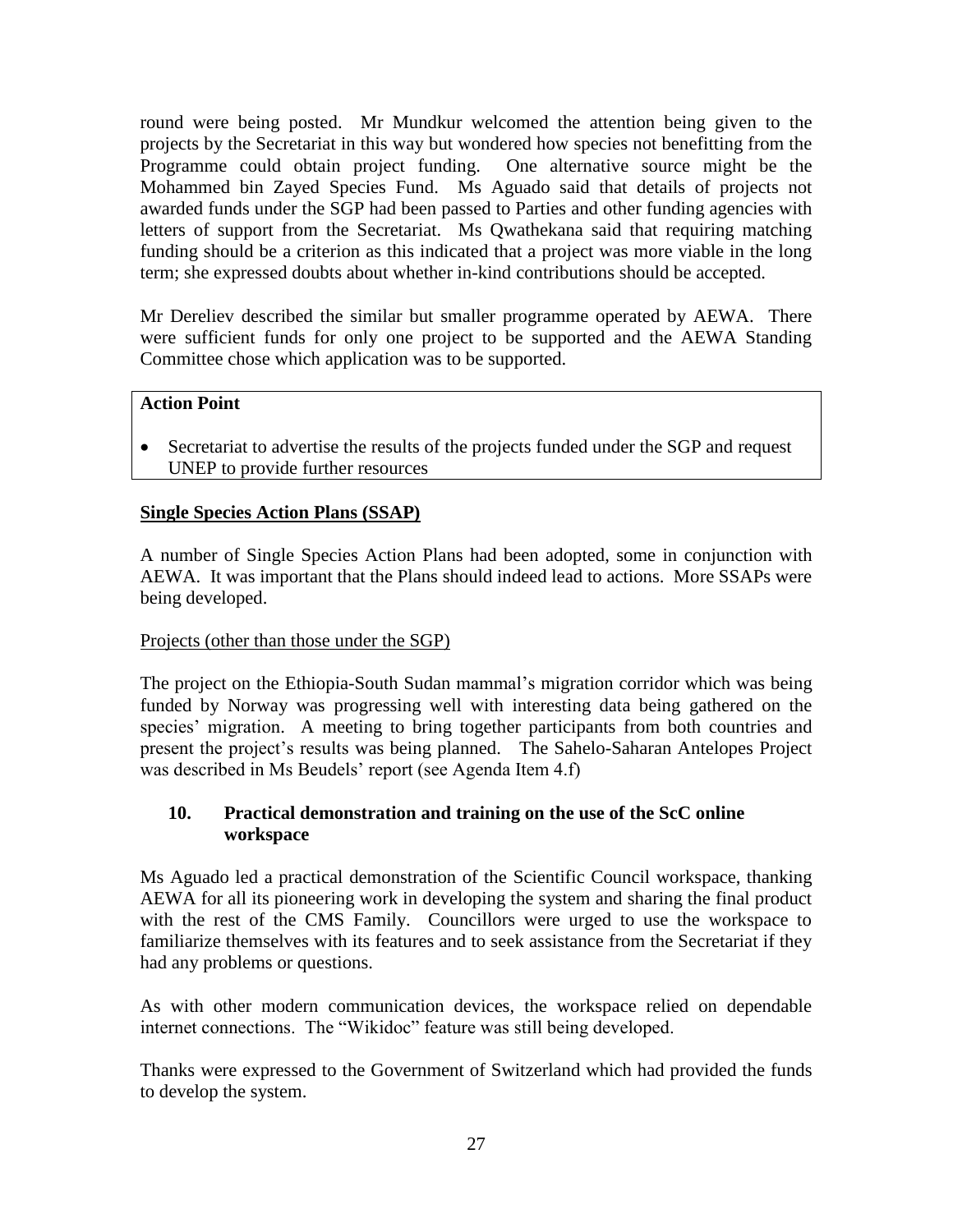round were being posted. Mr Mundkur welcomed the attention being given to the projects by the Secretariat in this way but wondered how species not benefitting from the Programme could obtain project funding. One alternative source might be the Mohammed bin Zayed Species Fund. Ms Aguado said that details of projects not awarded funds under the SGP had been passed to Parties and other funding agencies with letters of support from the Secretariat. Ms Qwathekana said that requiring matching funding should be a criterion as this indicated that a project was more viable in the long term; she expressed doubts about whether in-kind contributions should be accepted.

Mr Dereliev described the similar but smaller programme operated by AEWA. There were sufficient funds for only one project to be supported and the AEWA Standing Committee chose which application was to be supported.

**Action Point**

- Secretariat to advertise the results of the projects funded under the SGP and request UNEP to provide further resources

**Single Species Action Plans (SSAP)**

A number of Single Species Action Plans had been adopted, some in conjunction with AEWA. It was important that the Plans should indeed lead to actions. More SSAPs were being developed.

Projects (other than those under the SGP)

The project on the Ethiopia-South Sudan mammal's migration corridor which was being funded by Norway was progressing well with interesting data being gathered on the species' migration. A meeting to bring together participants from both countries and present the project's results was being planned. The Sahelo-Saharan Antelopes Project was described in Ms Beudels' report (see Agenda Item 4.f)

## 10. Practical demonstration and training on the use of the ScC online workspace

Ms Aguado led a practical demonstration of the Scientific Council workspace, thanking AEWA for all its pioneering work in developing the system and sharing the final product with the rest of the CMS Family. Councillors were urged to use the workspace to familiarize themselves with its features and to seek assistance from the Secretariat if they had any problems or questions.

As with other modern communication devices, the workspace relied on dependable internet connections. The "Wikidoc" feature was still being developed.

Thanks were expressed to the Government of Switzerland which had provided the funds to develop the system.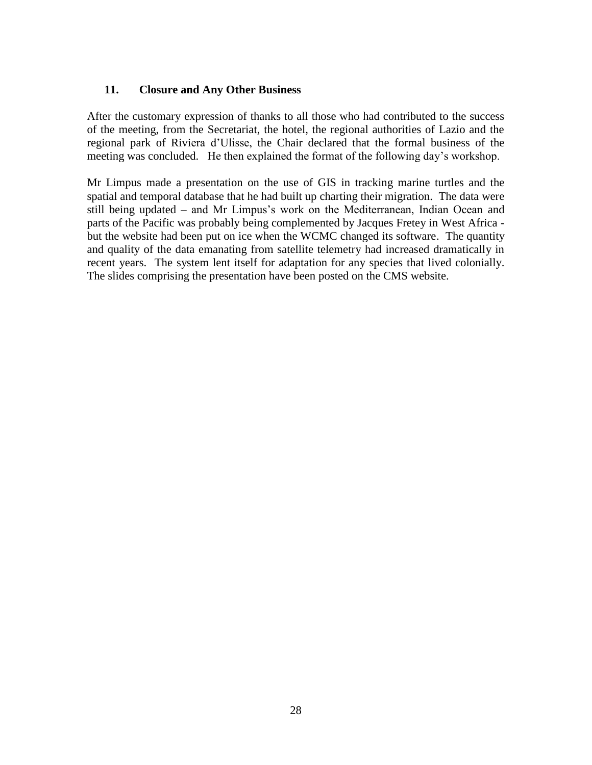## 11. Closure and Any Other Business

After the customary expression of thanks to all those who had contributed to the success of the meeting, from the Secretariat, the hotel, the regional authorities of Lazio and the regional park of Riviera d'Ulisse, the Chair declared that the formal business of the meeting was concluded. He then explained the format of the following day's workshop.

Mr Limpus made a presentation on the use of GIS in tracking marine turtles and the spatial and temporal database that he had built up charting their migration. The data were still being updated – and Mr Limpus's work on the Mediterranean, Indian Ocean and parts of the Pacific was probably being complemented by Jacques Fretey in West Africa - but the website had been put on ice when the WCMC changed its software. The quantity and quality of the data emanating from satellite telemetry had increased dramatically in recent years. The system lent itself for adaptation for any species that lived colonially. The slides comprising the presentation have been posted on the CMS website.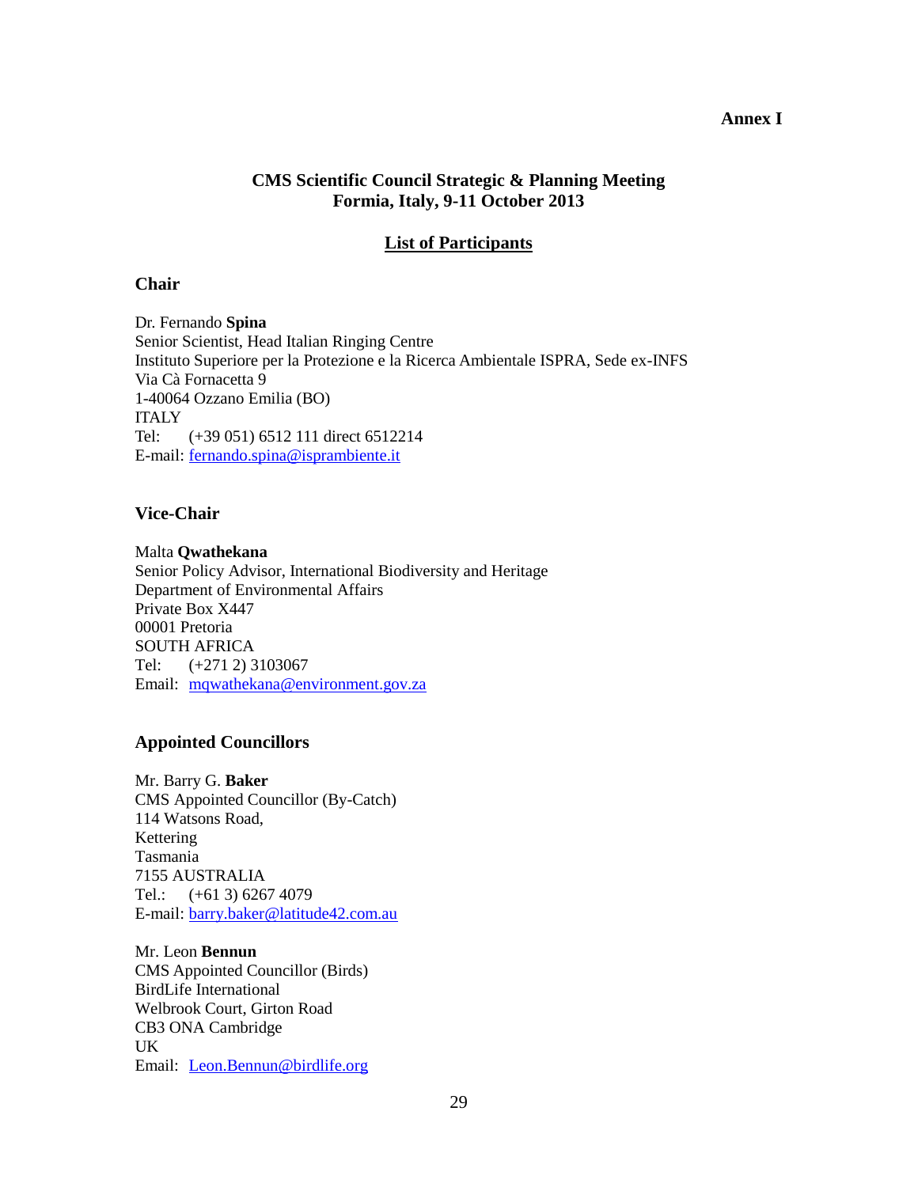**Annex I**

## CMS Scientific Council Strategic & Planning Meeting
## Formia, Italy, 9-11 October 2013

### List of Participants

### Chair

Dr. Fernando **Spina**
Senior Scientist, Head Italian Ringing Centre
Instituto Superiore per la Protezione e la Ricerca Ambientale ISPRA, Sede ex-INFS
Via Cà Fornacetta 9
1-40064 Ozzano Emilia (BO)
ITALY
Tel: (+39 051) 6512 111 direct 6512214
E-mail: fernando.spina@isprambiente.it

### Vice-Chair

Malta **Qwathekana**
Senior Policy Advisor, International Biodiversity and Heritage
Department of Environmental Affairs
Private Box X447
00001 Pretoria
SOUTH AFRICA
Tel: (+271 2) 3103067
Email: mqwathekana@environment.gov.za

### Appointed Councillors

Mr. Barry G. **Baker**
CMS Appointed Councillor (By-Catch)
114 Watsons Road,
Kettering
Tasmania
7155 AUSTRALIA
Tel.: (+61 3) 6267 4079
E-mail: barry.baker@latitude42.com.au

Mr. Leon **Bennun**
CMS Appointed Councillor (Birds)
BirdLife International
Welbrook Court, Girton Road
CB3 ONA Cambridge
UK
Email: Leon.Bennun@birdlife.org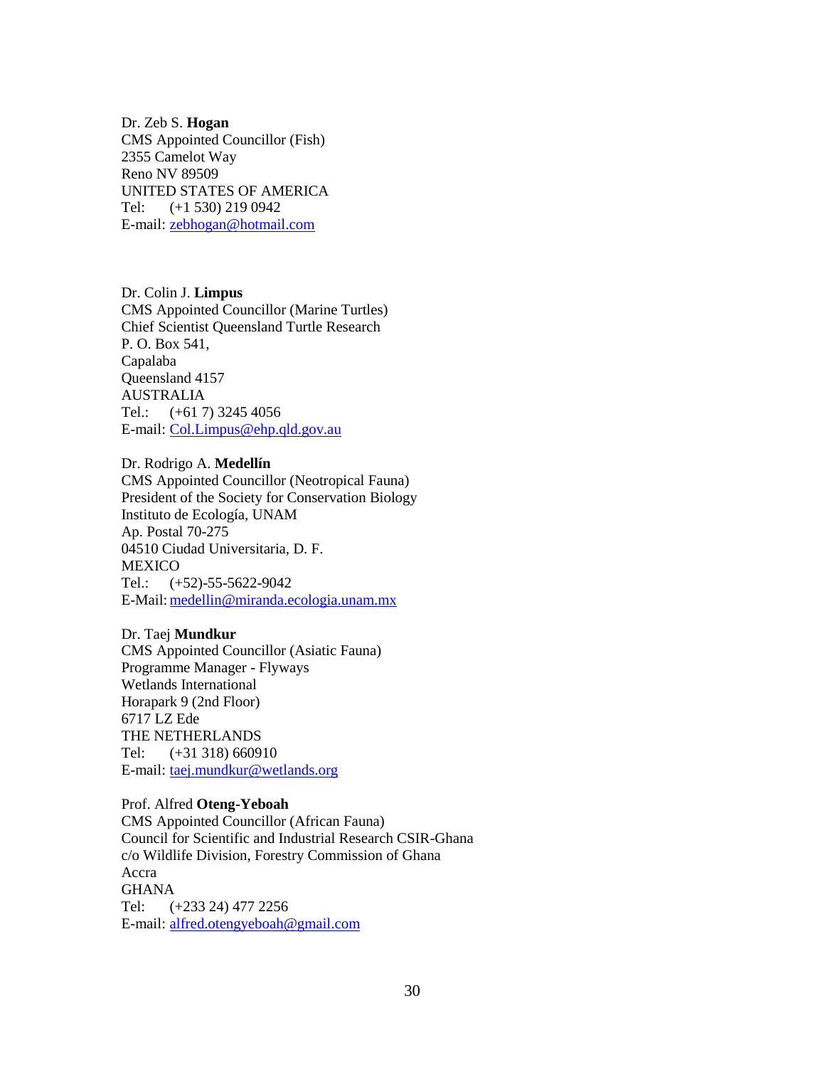Dr. Zeb S. **Hogan**
CMS Appointed Councillor (Fish)
2355 Camelot Way
Reno NV 89509
UNITED STATES OF AMERICA
Tel: (+1 530) 219 0942
E-mail: zebhogan@hotmail.com

Dr. Colin J. **Limpus**
CMS Appointed Councillor (Marine Turtles)
Chief Scientist Queensland Turtle Research
P. O. Box 541,
Capalaba
Queensland 4157
AUSTRALIA
Tel.: (+61 7) 3245 4056
E-mail: Col.Limpus@ehp.qld.gov.au

Dr. Rodrigo A. **Medellín**
CMS Appointed Councillor (Neotropical Fauna)
President of the Society for Conservation Biology
Instituto de Ecología, UNAM
Ap. Postal 70-275
04510 Ciudad Universitaria, D. F.
MEXICO
Tel.: (+52)-55-5622-9042
E-Mail: medellin@miranda.ecologia.unam.mx

Dr. Taej **Mundkur**
CMS Appointed Councillor (Asiatic Fauna)
Programme Manager - Flyways
Wetlands International
Horapark 9 (2nd Floor)
6717 LZ Ede
THE NETHERLANDS
Tel: (+31 318) 660910
E-mail: taej.mundkur@wetlands.org

Prof. Alfred **Oteng-Yeboah**
CMS Appointed Councillor (African Fauna)
Council for Scientific and Industrial Research CSIR-Ghana
c/o Wildlife Division, Forestry Commission of Ghana
Accra
GHANA
Tel: (+233 24) 477 2256
E-mail: alfred.otengyeboah@gmail.com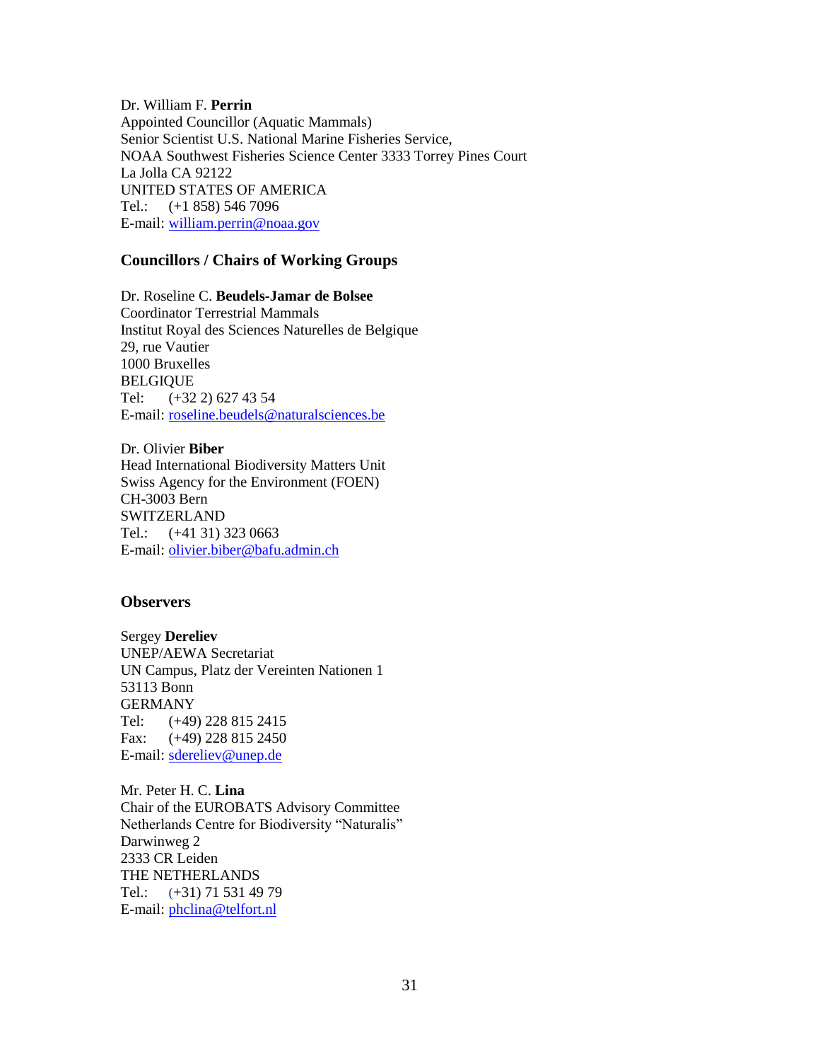Dr. William F. **Perrin**
Appointed Councillor (Aquatic Mammals)
Senior Scientist U.S. National Marine Fisheries Service,
NOAA Southwest Fisheries Science Center 3333 Torrey Pines Court
La Jolla CA 92122
UNITED STATES OF AMERICA
Tel.: (+1 858) 546 7096
E-mail: william.perrin@noaa.gov

## Councillors / Chairs of Working Groups

Dr. Roseline C. **Beudels-Jamar de Bolsee**
Coordinator Terrestrial Mammals
Institut Royal des Sciences Naturelles de Belgique
29, rue Vautier
1000 Bruxelles
BELGIQUE
Tel: (+32 2) 627 43 54
E-mail: roseline.beudels@naturalsciences.be

Dr. Olivier **Biber**
Head International Biodiversity Matters Unit
Swiss Agency for the Environment (FOEN)
CH-3003 Bern
SWITZERLAND
Tel.: (+41 31) 323 0663
E-mail: olivier.biber@bafu.admin.ch

## Observers

Sergey **Dereliev**
UNEP/AEWA Secretariat
UN Campus, Platz der Vereinten Nationen 1
53113 Bonn
GERMANY
Tel: (+49) 228 815 2415
Fax: (+49) 228 815 2450
E-mail: sdereliev@unep.de

Mr. Peter H. C. **Lina**
Chair of the EUROBATS Advisory Committee
Netherlands Centre for Biodiversity "Naturalis"
Darwinweg 2
2333 CR Leiden
THE NETHERLANDS
Tel.: (+31) 71 531 49 79
E-mail: phclina@telfort.nl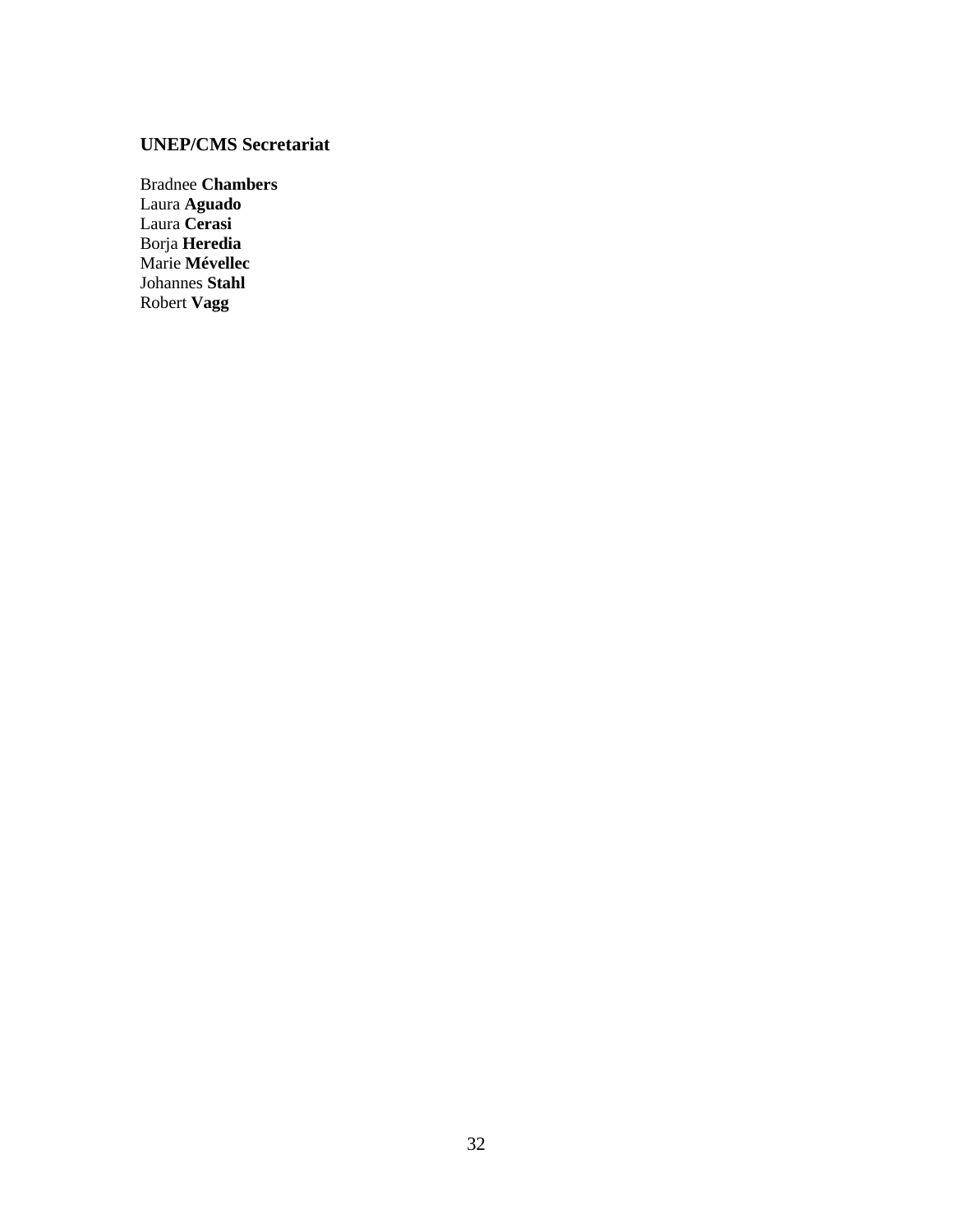**UNEP/CMS Secretariat**

Bradnee **Chambers**
Laura **Aguado**
Laura **Cerasi**
Borja **Heredia**
Marie **Mévellec**
Johannes **Stahl**
Robert **Vagg**